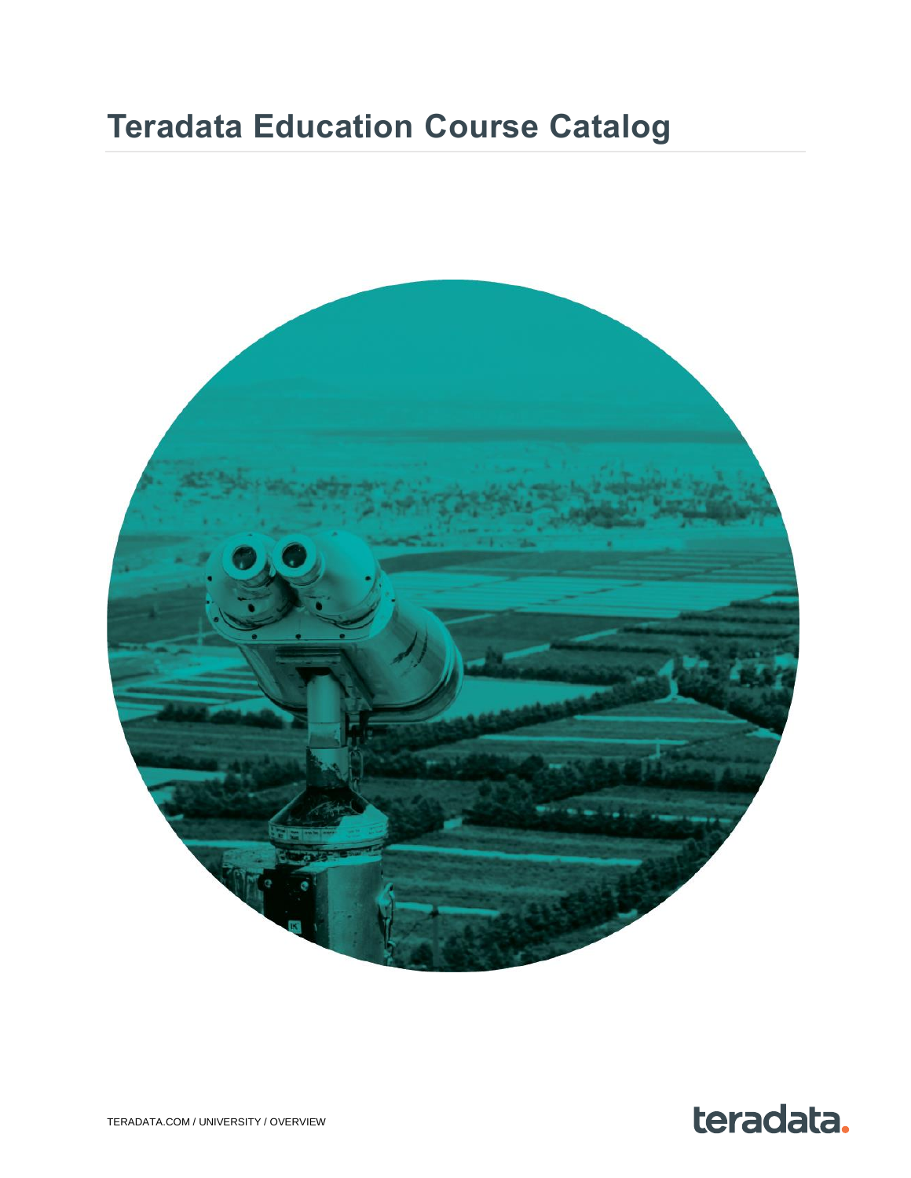# Teradata Education Course Catalog

TERADATA.COM / UNIVERSITY / OVERVIEW

teradata.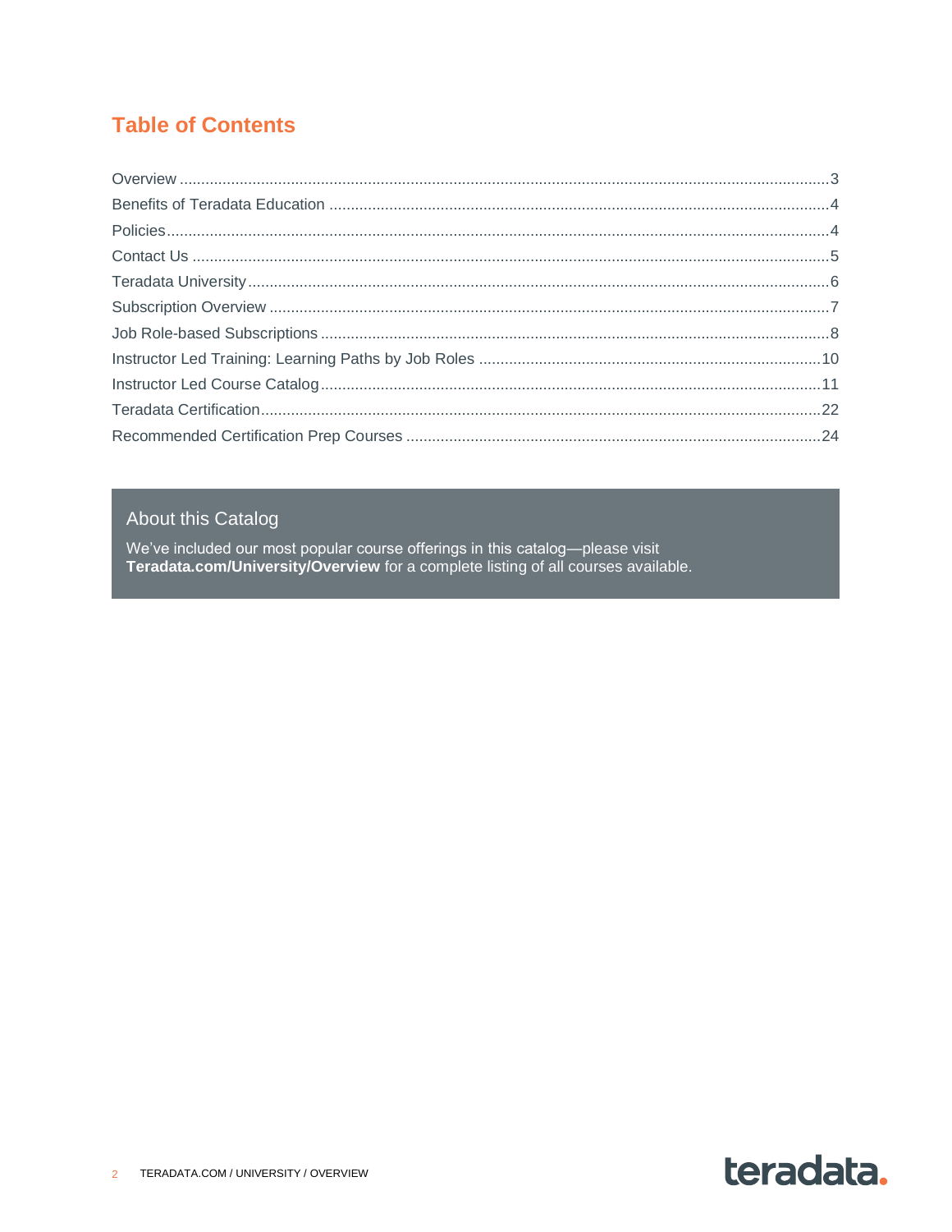# Table of Contents

| Section | Page |
| --- | --- |
| Overview | 3 |
| Benefits of Teradata Education | 4 |
| Policies | 4 |
| Contact Us | 5 |
| Teradata University | 6 |
| Subscription Overview | 7 |
| Job Role-based Subscriptions | 8 |
| Instructor Led Training: Learning Paths by Job Roles | 10 |
| Instructor Led Course Catalog | 11 |
| Teradata Certification | 22 |
| Recommended Certification Prep Courses | 24 |

## About this Catalog

We've included our most popular course offerings in this catalog—please visit **Teradata.com/University/Overview** for a complete listing of all courses available.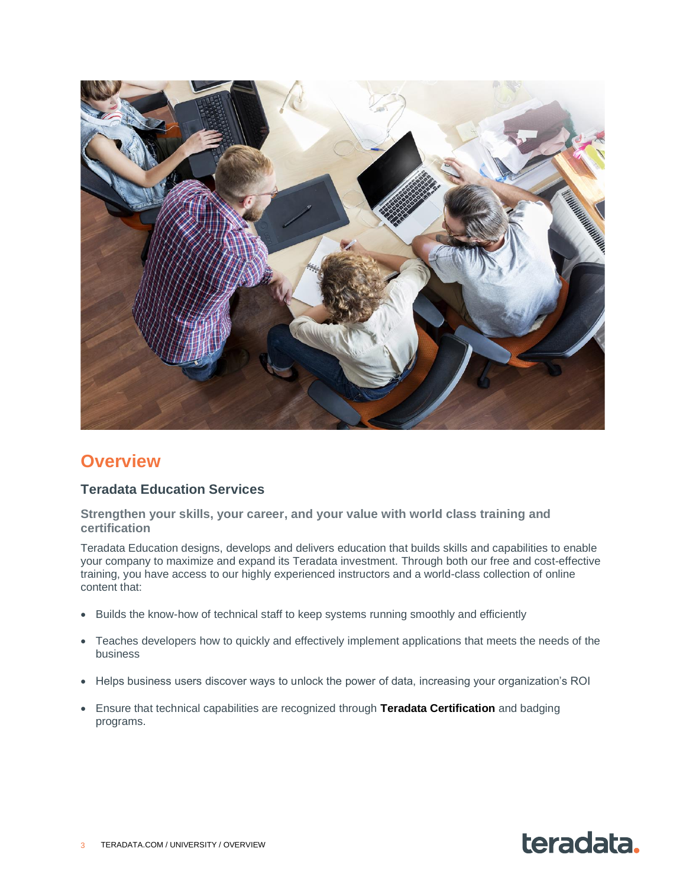# Overview

## Teradata Education Services

### Strengthen your skills, your career, and your value with world class training and certification

Teradata Education designs, develops and delivers education that builds skills and capabilities to enable your company to maximize and expand its Teradata investment. Through both our free and cost-effective training, you have access to our highly experienced instructors and a world-class collection of online content that:

- Builds the know-how of technical staff to keep systems running smoothly and efficiently
- Teaches developers how to quickly and effectively implement applications that meets the needs of the business
- Helps business users discover ways to unlock the power of data, increasing your organization's ROI
- Ensure that technical capabilities are recognized through **Teradata Certification** and badging programs.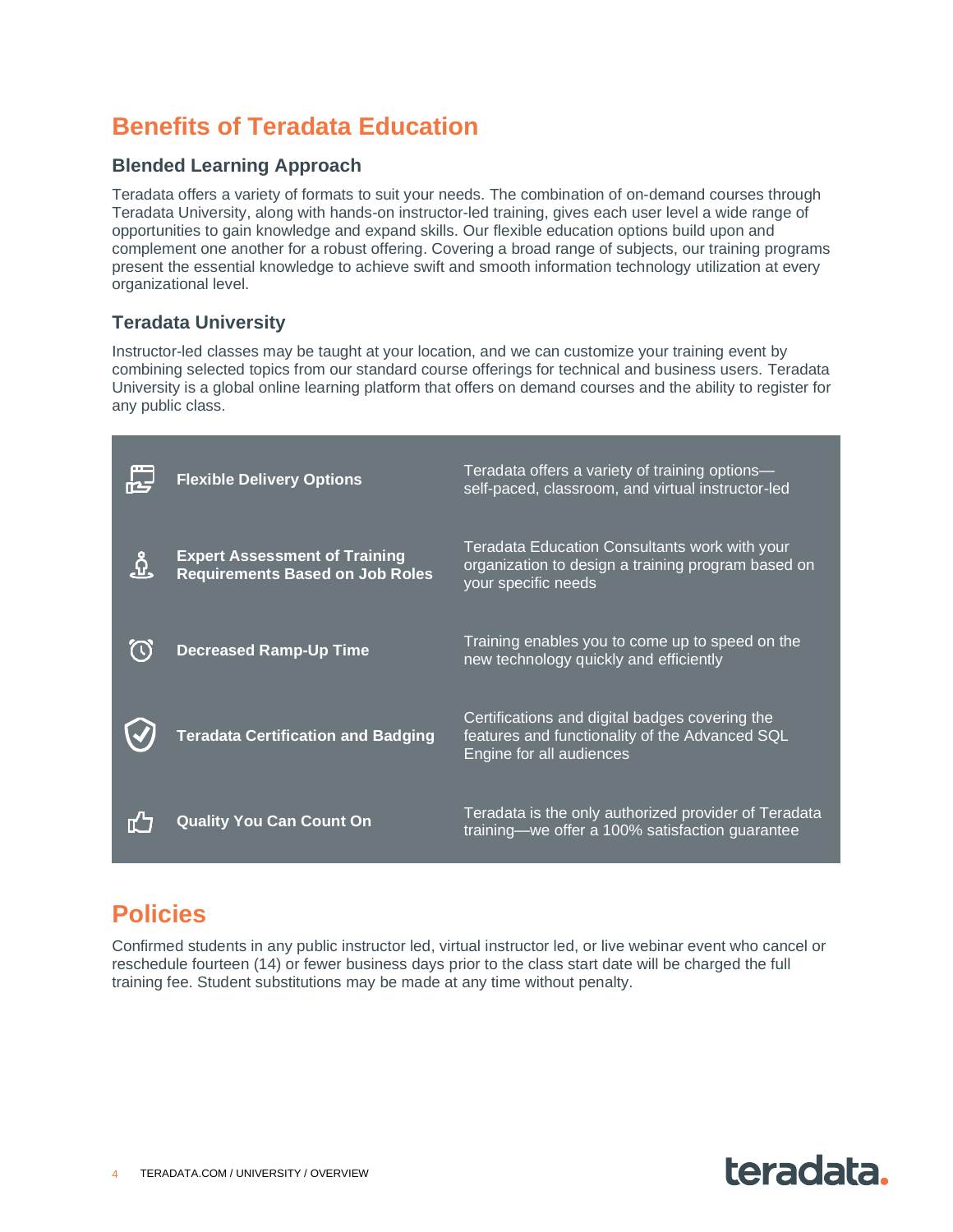# Benefits of Teradata Education

## Blended Learning Approach

Teradata offers a variety of formats to suit your needs. The combination of on-demand courses through Teradata University, along with hands-on instructor-led training, gives each user level a wide range of opportunities to gain knowledge and expand skills. Our flexible education options build upon and complement one another for a robust offering. Covering a broad range of subjects, our training programs present the essential knowledge to achieve swift and smooth information technology utilization at every organizational level.

## Teradata University

Instructor-led classes may be taught at your location, and we can customize your training event by combining selected topics from our standard course offerings for technical and business users. Teradata University is a global online learning platform that offers on demand courses and the ability to register for any public class.

| | |
|---|---|
| **Flexible Delivery Options** | Teradata offers a variety of training options—self-paced, classroom, and virtual instructor-led |
| **Expert Assessment of Training Requirements Based on Job Roles** | Teradata Education Consultants work with your organization to design a training program based on your specific needs |
| **Decreased Ramp-Up Time** | Training enables you to come up to speed on the new technology quickly and efficiently |
| **Teradata Certification and Badging** | Certifications and digital badges covering the features and functionality of the Advanced SQL Engine for all audiences |
| **Quality You Can Count On** | Teradata is the only authorized provider of Teradata training—we offer a 100% satisfaction guarantee |

# Policies

Confirmed students in any public instructor led, virtual instructor led, or live webinar event who cancel or reschedule fourteen (14) or fewer business days prior to the class start date will be charged the full training fee. Student substitutions may be made at any time without penalty.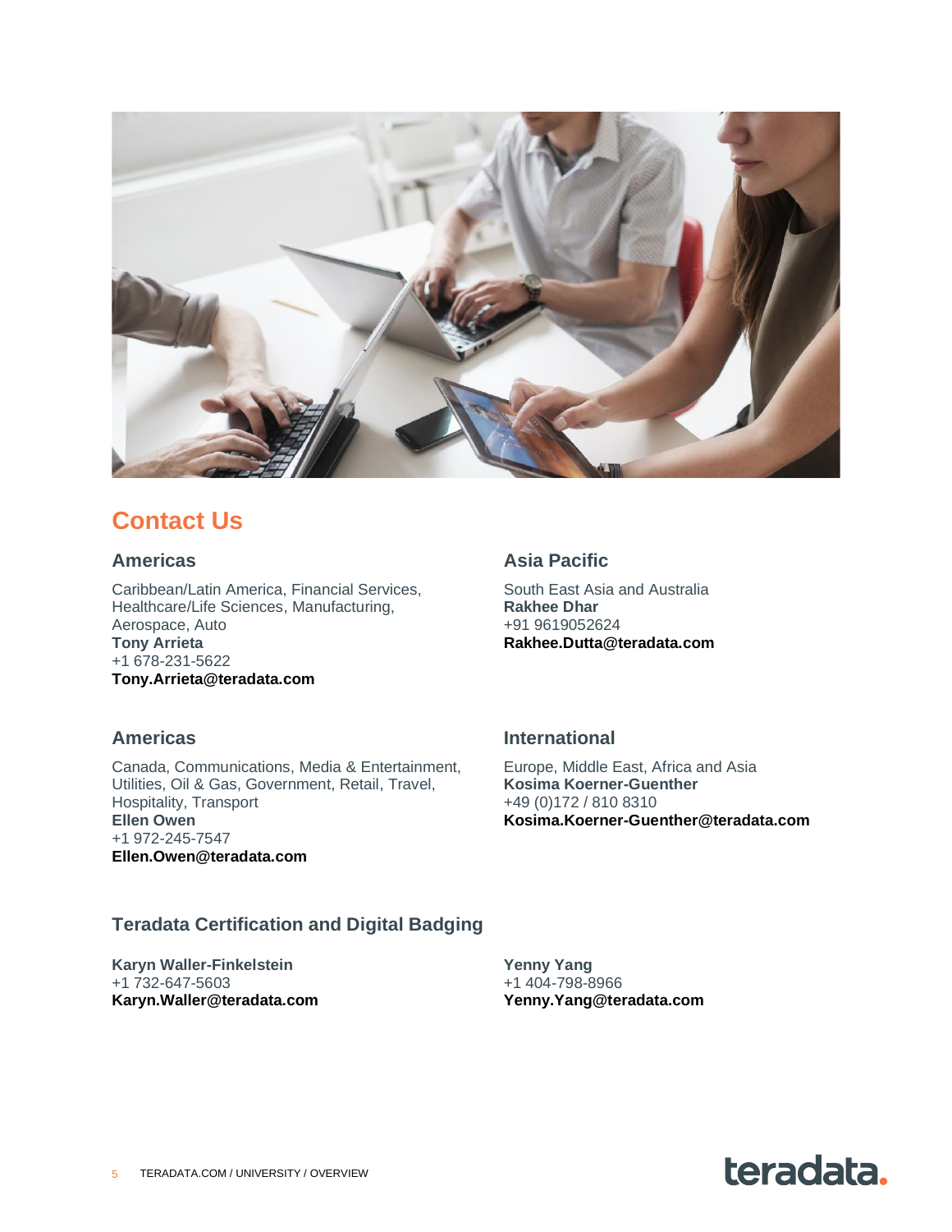## Contact Us

### Americas

Caribbean/Latin America, Financial Services, Healthcare/Life Sciences, Manufacturing, Aerospace, Auto
**Tony Arrieta**
+1 678-231-5622
**Tony.Arrieta@teradata.com**

### Americas

Canada, Communications, Media & Entertainment, Utilities, Oil & Gas, Government, Retail, Travel, Hospitality, Transport
**Ellen Owen**
+1 972-245-7547
**Ellen.Owen@teradata.com**

### Asia Pacific

South East Asia and Australia
**Rakhee Dhar**
+91 9619052624
**Rakhee.Dutta@teradata.com**

### International

Europe, Middle East, Africa and Asia
**Kosima Koerner-Guenther**
+49 (0)172 / 810 8310
**Kosima.Koerner-Guenther@teradata.com**

### Teradata Certification and Digital Badging

**Karyn Waller-Finkelstein**
+1 732-647-5603
**Karyn.Waller@teradata.com**

**Yenny Yang**
+1 404-798-8966
**Yenny.Yang@teradata.com**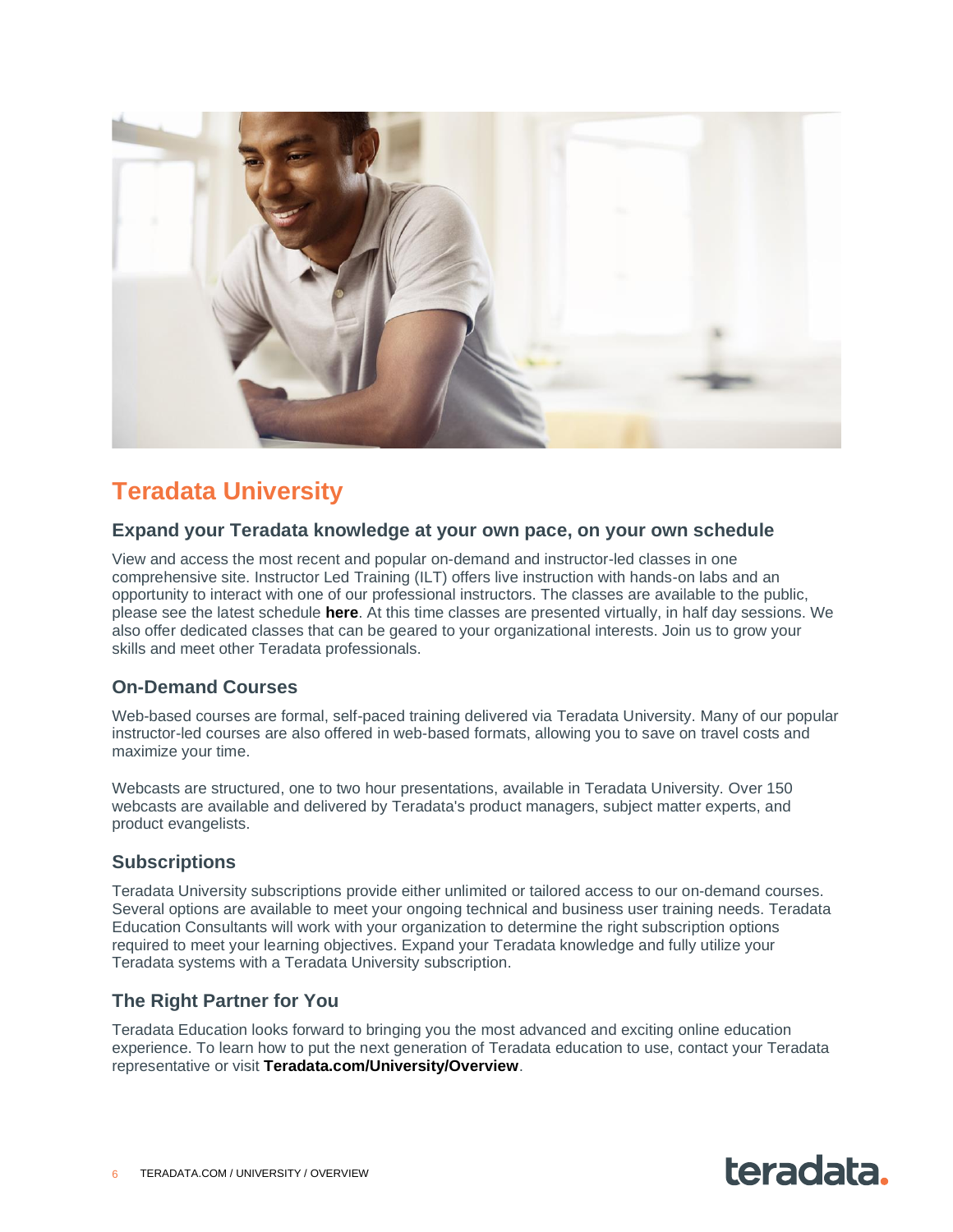# Teradata University

## Expand your Teradata knowledge at your own pace, on your own schedule

View and access the most recent and popular on-demand and instructor-led classes in one comprehensive site. Instructor Led Training (ILT) offers live instruction with hands-on labs and an opportunity to interact with one of our professional instructors. The classes are available to the public, please see the latest schedule **here**. At this time classes are presented virtually, in half day sessions. We also offer dedicated classes that can be geared to your organizational interests. Join us to grow your skills and meet other Teradata professionals.

## On-Demand Courses

Web-based courses are formal, self-paced training delivered via Teradata University. Many of our popular instructor-led courses are also offered in web-based formats, allowing you to save on travel costs and maximize your time.

Webcasts are structured, one to two hour presentations, available in Teradata University. Over 150 webcasts are available and delivered by Teradata's product managers, subject matter experts, and product evangelists.

## Subscriptions

Teradata University subscriptions provide either unlimited or tailored access to our on-demand courses. Several options are available to meet your ongoing technical and business user training needs. Teradata Education Consultants will work with your organization to determine the right subscription options required to meet your learning objectives. Expand your Teradata knowledge and fully utilize your Teradata systems with a Teradata University subscription.

## The Right Partner for You

Teradata Education looks forward to bringing you the most advanced and exciting online education experience. To learn how to put the next generation of Teradata education to use, contact your Teradata representative or visit **Teradata.com/University/Overview**.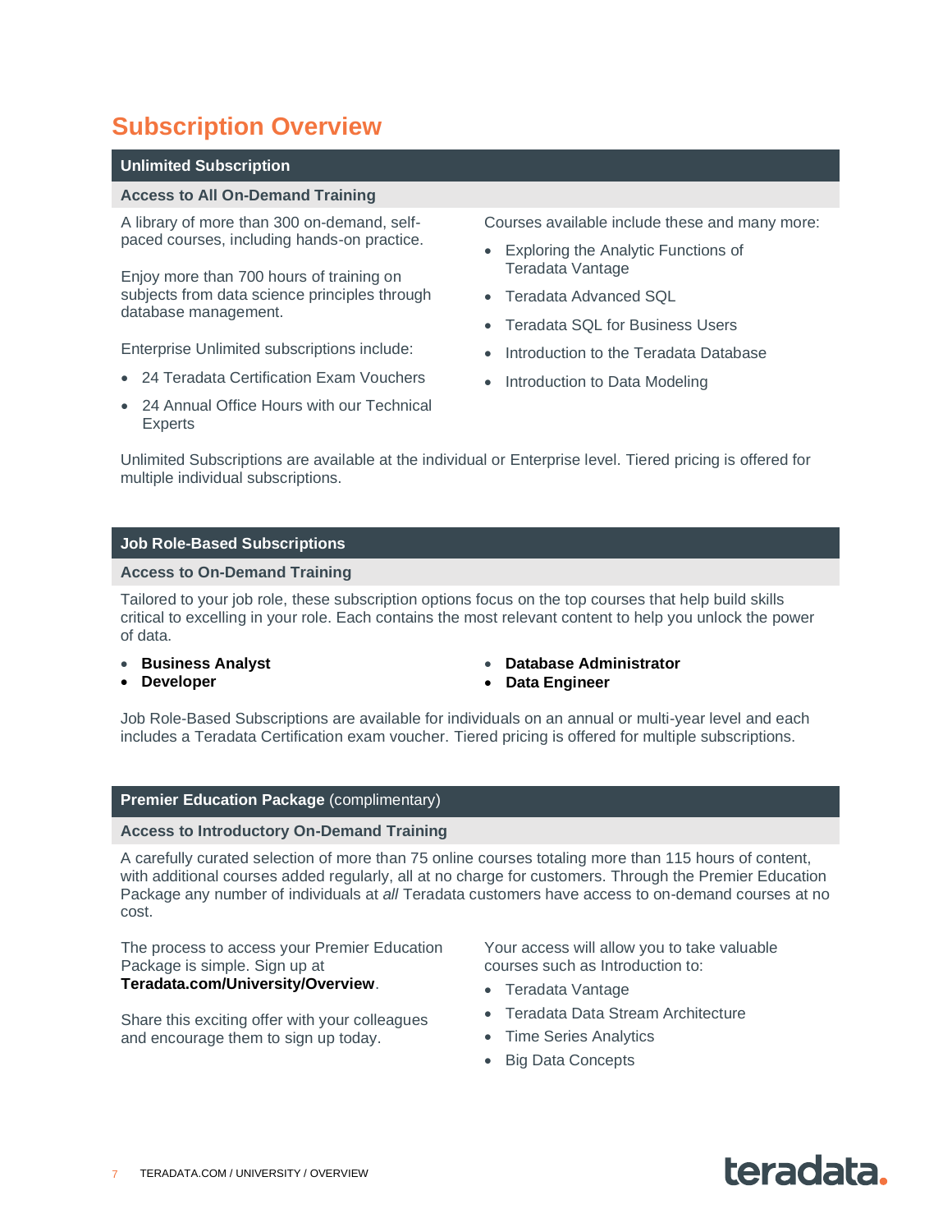# Subscription Overview

## Unlimited Subscription

### Access to All On-Demand Training

A library of more than 300 on-demand, self-paced courses, including hands-on practice.

Enjoy more than 700 hours of training on subjects from data science principles through database management.

Enterprise Unlimited subscriptions include:

- 24 Teradata Certification Exam Vouchers
- 24 Annual Office Hours with our Technical Experts

Courses available include these and many more:

- Exploring the Analytic Functions of Teradata Vantage
- Teradata Advanced SQL
- Teradata SQL for Business Users
- Introduction to the Teradata Database
- Introduction to Data Modeling

Unlimited Subscriptions are available at the individual or Enterprise level. Tiered pricing is offered for multiple individual subscriptions.

## Job Role-Based Subscriptions

### Access to On-Demand Training

Tailored to your job role, these subscription options focus on the top courses that help build skills critical to excelling in your role. Each contains the most relevant content to help you unlock the power of data.

- **Business Analyst**
- **Developer**
- **Database Administrator**
- **Data Engineer**

Job Role-Based Subscriptions are available for individuals on an annual or multi-year level and each includes a Teradata Certification exam voucher. Tiered pricing is offered for multiple subscriptions.

## **Premier Education Package** (complimentary)

### Access to Introductory On-Demand Training

A carefully curated selection of more than 75 online courses totaling more than 115 hours of content, with additional courses added regularly, all at no charge for customers. Through the Premier Education Package any number of individuals at *all* Teradata customers have access to on-demand courses at no cost.

The process to access your Premier Education Package is simple. Sign up at **Teradata.com/University/Overview**.

Share this exciting offer with your colleagues and encourage them to sign up today.

Your access will allow you to take valuable courses such as Introduction to:

- Teradata Vantage
- Teradata Data Stream Architecture
- Time Series Analytics
- Big Data Concepts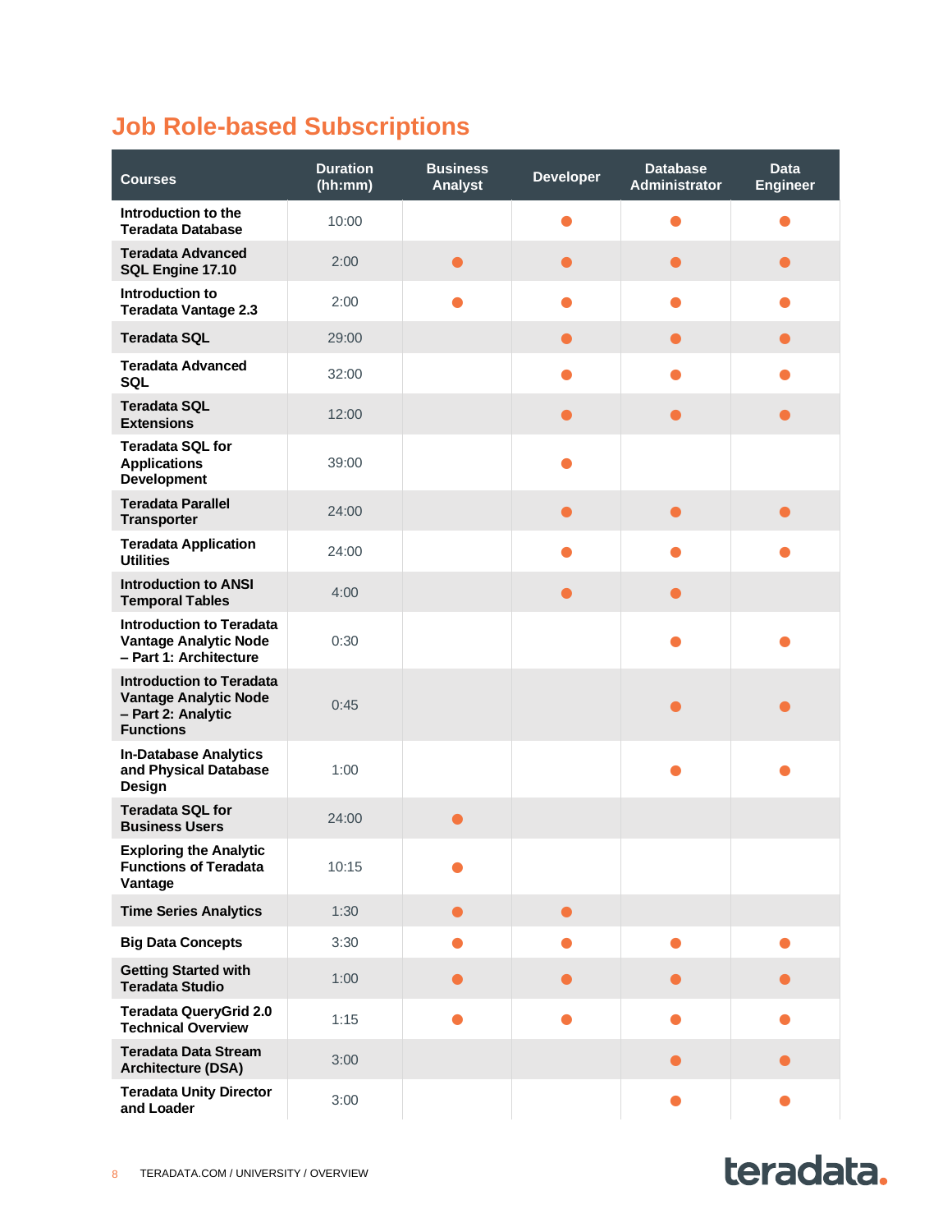## Job Role-based Subscriptions

| Courses | Duration (hh:mm) | Business Analyst | Developer | Database Administrator | Data Engineer |
|---|---|---|---|---|---|
| Introduction to the Teradata Database | 10:00 | | ● | ● | ● |
| Teradata Advanced SQL Engine 17.10 | 2:00 | ● | ● | ● | ● |
| Introduction to Teradata Vantage 2.3 | 2:00 | ● | ● | ● | ● |
| Teradata SQL | 29:00 | | ● | ● | ● |
| Teradata Advanced SQL | 32:00 | | ● | ● | ● |
| Teradata SQL Extensions | 12:00 | | ● | ● | ● |
| Teradata SQL for Applications Development | 39:00 | | ● | | |
| Teradata Parallel Transporter | 24:00 | | ● | ● | ● |
| Teradata Application Utilities | 24:00 | | ● | ● | ● |
| Introduction to ANSI Temporal Tables | 4:00 | | ● | ● | |
| Introduction to Teradata Vantage Analytic Node – Part 1: Architecture | 0:30 | | | ● | ● |
| Introduction to Teradata Vantage Analytic Node – Part 2: Analytic Functions | 0:45 | | | ● | ● |
| In-Database Analytics and Physical Database Design | 1:00 | | | ● | ● |
| Teradata SQL for Business Users | 24:00 | ● | | | |
| Exploring the Analytic Functions of Teradata Vantage | 10:15 | ● | | | |
| Time Series Analytics | 1:30 | ● | ● | | |
| Big Data Concepts | 3:30 | ● | ● | ● | ● |
| Getting Started with Teradata Studio | 1:00 | ● | ● | ● | ● |
| Teradata QueryGrid 2.0 Technical Overview | 1:15 | ● | ● | ● | ● |
| Teradata Data Stream Architecture (DSA) | 3:00 | | | ● | ● |
| Teradata Unity Director and Loader | 3:00 | | | ● | ● |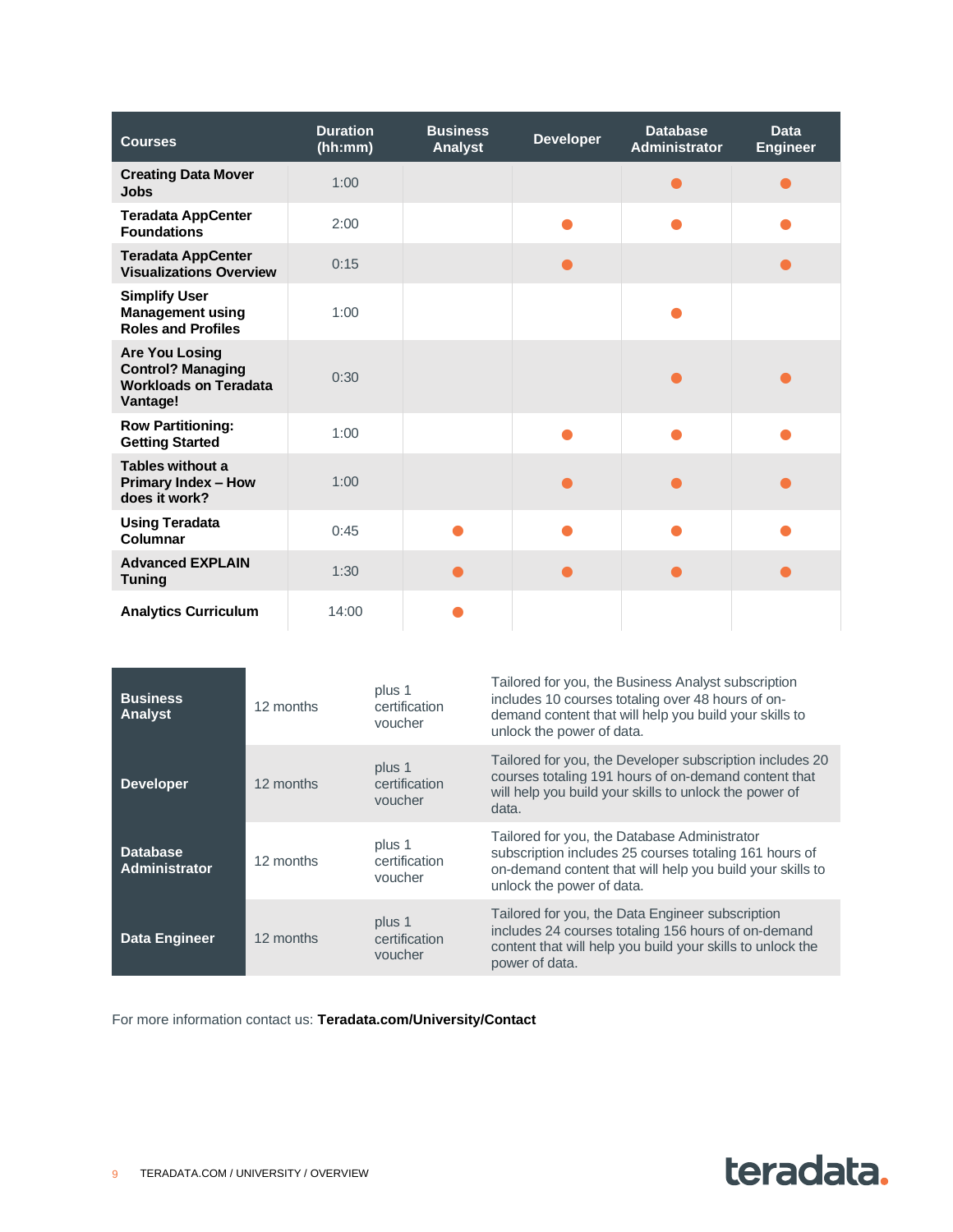| Courses | Duration (hh:mm) | Business Analyst | Developer | Database Administrator | Data Engineer |
|---|---|---|---|---|---|
| **Creating Data Mover Jobs** | 1:00 | | | ● | ● |
| **Teradata AppCenter Foundations** | 2:00 | | ● | ● | ● |
| **Teradata AppCenter Visualizations Overview** | 0:15 | | ● | | ● |
| **Simplify User Management using Roles and Profiles** | 1:00 | | | ● | |
| **Are You Losing Control? Managing Workloads on Teradata Vantage!** | 0:30 | | | ● | ● |
| **Row Partitioning: Getting Started** | 1:00 | | ● | ● | ● |
| **Tables without a Primary Index – How does it work?** | 1:00 | | ● | ● | ● |
| **Using Teradata Columnar** | 0:45 | ● | ● | ● | ● |
| **Advanced EXPLAIN Tuning** | 1:30 | ● | ● | ● | ● |
| **Analytics Curriculum** | 14:00 | ● | | | |

| | | | |
|---|---|---|---|
| **Business Analyst** | 12 months | plus 1 certification voucher | Tailored for you, the Business Analyst subscription includes 10 courses totaling over 48 hours of on-demand content that will help you build your skills to unlock the power of data. |
| **Developer** | 12 months | plus 1 certification voucher | Tailored for you, the Developer subscription includes 20 courses totaling 191 hours of on-demand content that will help you build your skills to unlock the power of data. |
| **Database Administrator** | 12 months | plus 1 certification voucher | Tailored for you, the Database Administrator subscription includes 25 courses totaling 161 hours of on-demand content that will help you build your skills to unlock the power of data. |
| **Data Engineer** | 12 months | plus 1 certification voucher | Tailored for you, the Data Engineer subscription includes 24 courses totaling 156 hours of on-demand content that will help you build your skills to unlock the power of data. |

For more information contact us: **Teradata.com/University/Contact**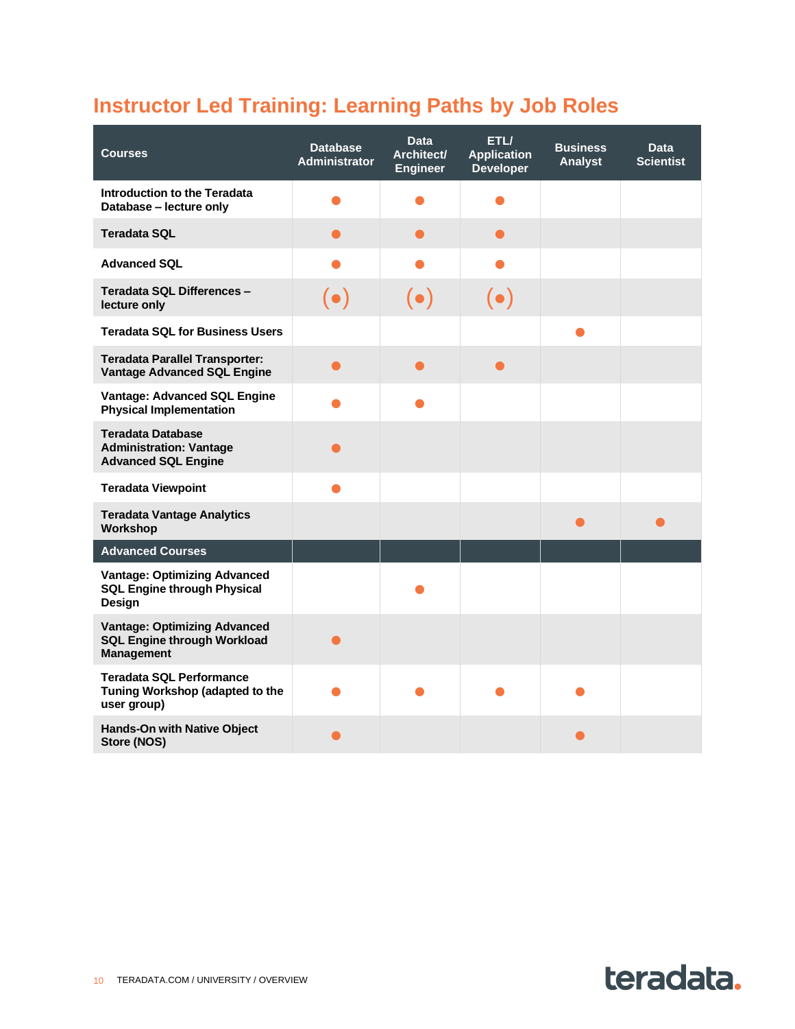## Instructor Led Training: Learning Paths by Job Roles

| Courses | Database Administrator | Data Architect/ Engineer | ETL/ Application Developer | Business Analyst | Data Scientist |
|---|---|---|---|---|---|
| Introduction to the Teradata Database – lecture only | ● | ● | ● | | |
| Teradata SQL | ● | ● | ● | | |
| Advanced SQL | ● | ● | ● | | |
| Teradata SQL Differences – lecture only | (●) | (●) | (●) | | |
| Teradata SQL for Business Users | | | | ● | |
| Teradata Parallel Transporter: Vantage Advanced SQL Engine | ● | ● | ● | | |
| Vantage: Advanced SQL Engine Physical Implementation | ● | ● | | | |
| Teradata Database Administration: Vantage Advanced SQL Engine | ● | | | | |
| Teradata Viewpoint | ● | | | | |
| Teradata Vantage Analytics Workshop | | | | ● | ● |
| **Advanced Courses** | | | | | |
| Vantage: Optimizing Advanced SQL Engine through Physical Design | | ● | | | |
| Vantage: Optimizing Advanced SQL Engine through Workload Management | ● | | | | |
| Teradata SQL Performance Tuning Workshop (adapted to the user group) | ● | ● | ● | ● | |
| Hands-On with Native Object Store (NOS) | ● | | | ● | |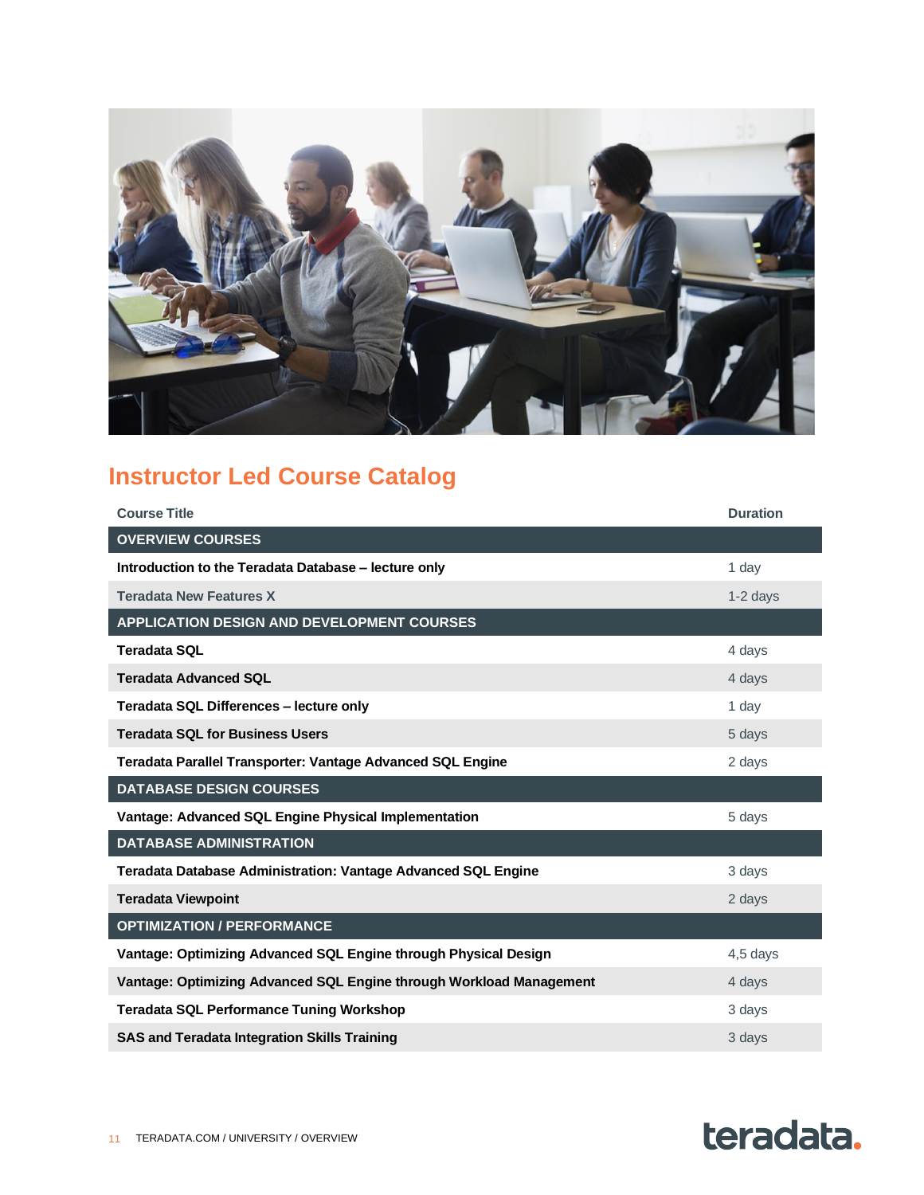## Instructor Led Course Catalog

| Course Title | Duration |
|---|---|
| **OVERVIEW COURSES** | |
| **Introduction to the Teradata Database – lecture only** | 1 day |
| **Teradata New Features X** | 1-2 days |
| **APPLICATION DESIGN AND DEVELOPMENT COURSES** | |
| **Teradata SQL** | 4 days |
| **Teradata Advanced SQL** | 4 days |
| **Teradata SQL Differences – lecture only** | 1 day |
| **Teradata SQL for Business Users** | 5 days |
| **Teradata Parallel Transporter: Vantage Advanced SQL Engine** | 2 days |
| **DATABASE DESIGN COURSES** | |
| **Vantage: Advanced SQL Engine Physical Implementation** | 5 days |
| **DATABASE ADMINISTRATION** | |
| **Teradata Database Administration: Vantage Advanced SQL Engine** | 3 days |
| **Teradata Viewpoint** | 2 days |
| **OPTIMIZATION / PERFORMANCE** | |
| **Vantage: Optimizing Advanced SQL Engine through Physical Design** | 4,5 days |
| **Vantage: Optimizing Advanced SQL Engine through Workload Management** | 4 days |
| **Teradata SQL Performance Tuning Workshop** | 3 days |
| **SAS and Teradata Integration Skills Training** | 3 days |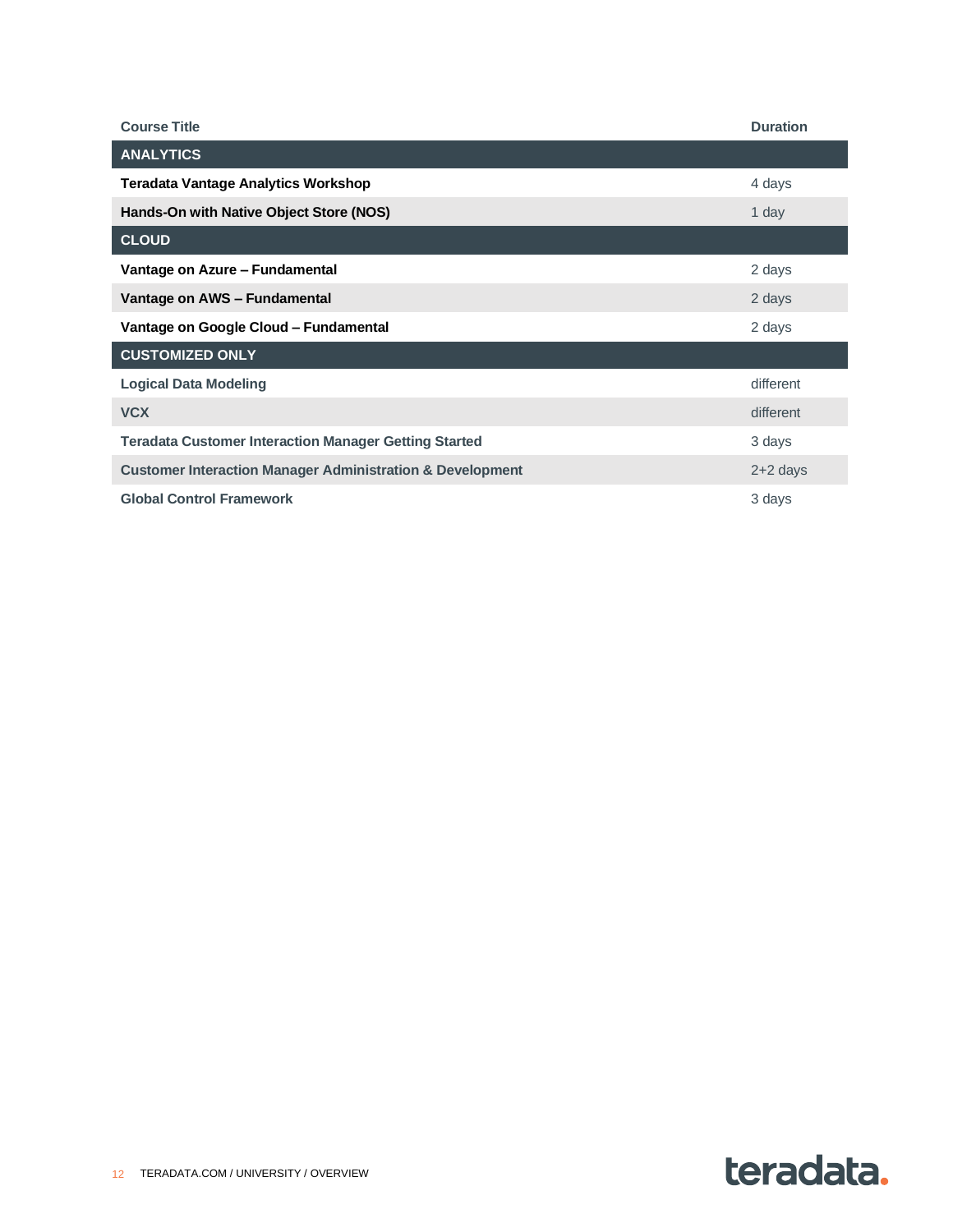| Course Title | Duration |
|---|---|
| **ANALYTICS** | |
| **Teradata Vantage Analytics Workshop** | 4 days |
| **Hands-On with Native Object Store (NOS)** | 1 day |
| **CLOUD** | |
| **Vantage on Azure – Fundamental** | 2 days |
| **Vantage on AWS – Fundamental** | 2 days |
| **Vantage on Google Cloud – Fundamental** | 2 days |
| **CUSTOMIZED ONLY** | |
| **Logical Data Modeling** | different |
| **VCX** | different |
| **Teradata Customer Interaction Manager Getting Started** | 3 days |
| **Customer Interaction Manager Administration & Development** | 2+2 days |
| **Global Control Framework** | 3 days |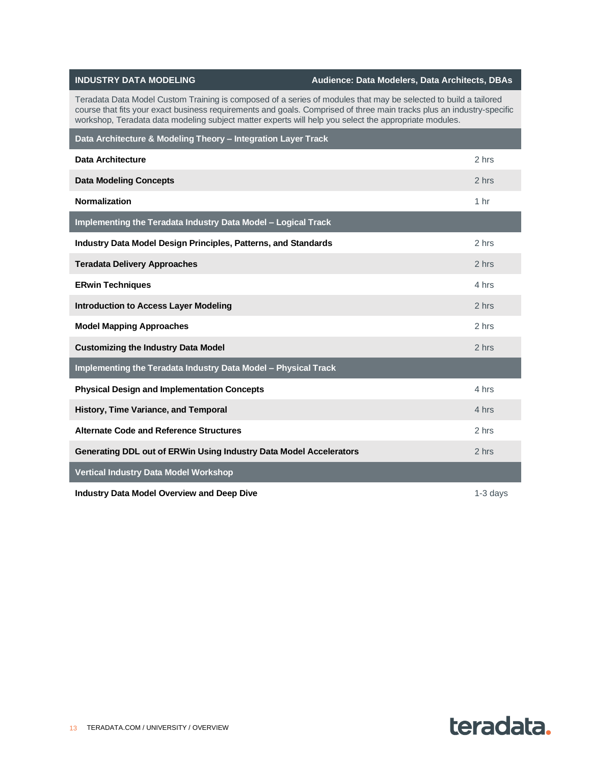## INDUSTRY DATA MODELING

**Audience: Data Modelers, Data Architects, DBAs**

Teradata Data Model Custom Training is composed of a series of modules that may be selected to build a tailored course that fits your exact business requirements and goals. Comprised of three main tracks plus an industry-specific workshop, Teradata data modeling subject matter experts will help you select the appropriate modules.

| Data Architecture & Modeling Theory – Integration Layer Track | |
|---|---|
| **Data Architecture** | 2 hrs |
| **Data Modeling Concepts** | 2 hrs |
| **Normalization** | 1 hr |

| Implementing the Teradata Industry Data Model – Logical Track | |
|---|---|
| **Industry Data Model Design Principles, Patterns, and Standards** | 2 hrs |
| **Teradata Delivery Approaches** | 2 hrs |
| **ERwin Techniques** | 4 hrs |
| **Introduction to Access Layer Modeling** | 2 hrs |
| **Model Mapping Approaches** | 2 hrs |
| **Customizing the Industry Data Model** | 2 hrs |

| Implementing the Teradata Industry Data Model – Physical Track | |
|---|---|
| **Physical Design and Implementation Concepts** | 4 hrs |
| **History, Time Variance, and Temporal** | 4 hrs |
| **Alternate Code and Reference Structures** | 2 hrs |
| **Generating DDL out of ERWin Using Industry Data Model Accelerators** | 2 hrs |

| Vertical Industry Data Model Workshop | |
|---|---|
| **Industry Data Model Overview and Deep Dive** | 1-3 days |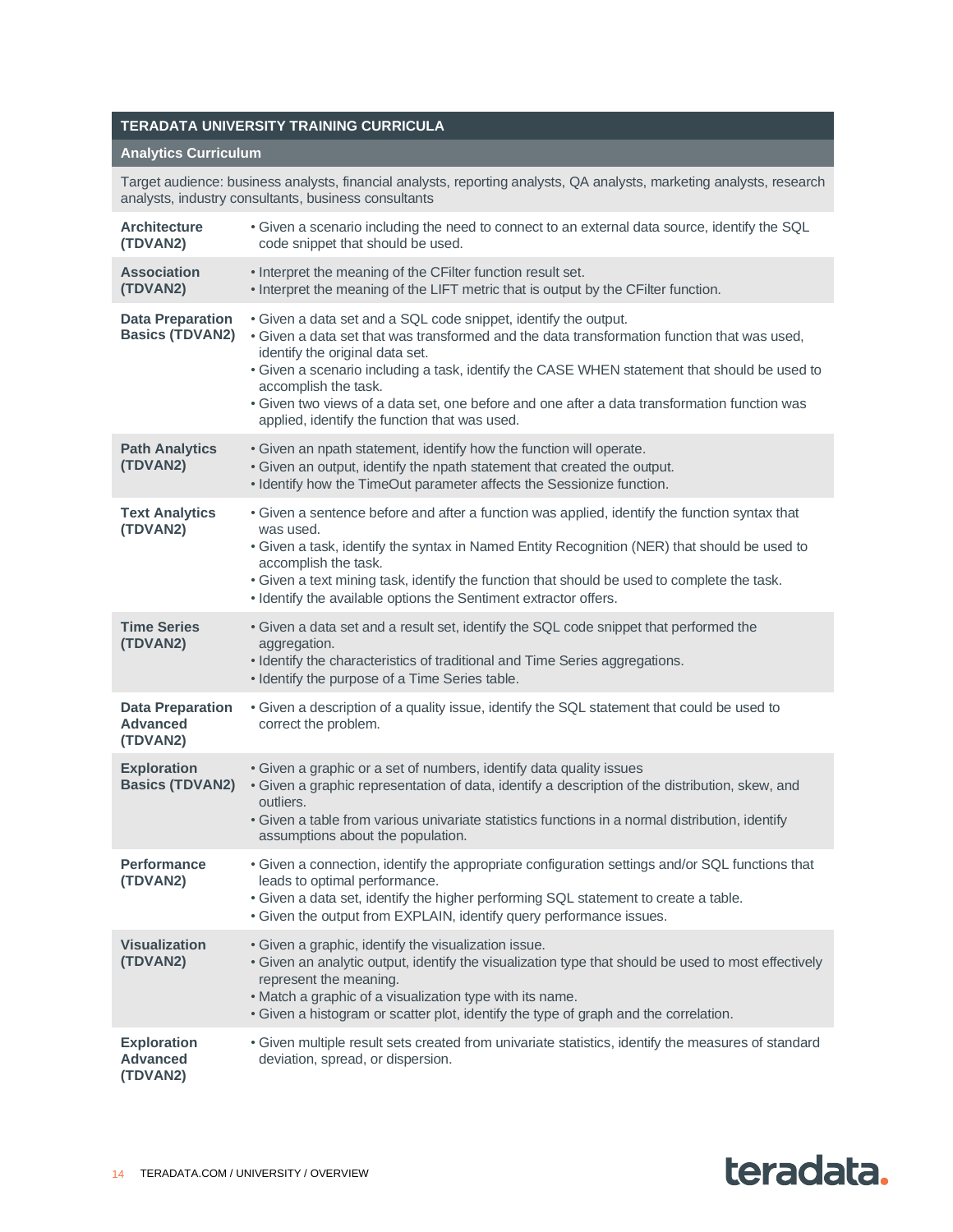## TERADATA UNIVERSITY TRAINING CURRICULA

### Analytics Curriculum

Target audience: business analysts, financial analysts, reporting analysts, QA analysts, marketing analysts, research analysts, industry consultants, business consultants

| Topic | Objectives |
|---|---|
| **Architecture (TDVAN2)** | • Given a scenario including the need to connect to an external data source, identify the SQL code snippet that should be used. |
| **Association (TDVAN2)** | • Interpret the meaning of the CFilter function result set.<br>• Interpret the meaning of the LIFT metric that is output by the CFilter function. |
| **Data Preparation Basics (TDVAN2)** | • Given a data set and a SQL code snippet, identify the output.<br>• Given a data set that was transformed and the data transformation function that was used, identify the original data set.<br>• Given a scenario including a task, identify the CASE WHEN statement that should be used to accomplish the task.<br>• Given two views of a data set, one before and one after a data transformation function was applied, identify the function that was used. |
| **Path Analytics (TDVAN2)** | • Given an npath statement, identify how the function will operate.<br>• Given an output, identify the npath statement that created the output.<br>• Identify how the TimeOut parameter affects the Sessionize function. |
| **Text Analytics (TDVAN2)** | • Given a sentence before and after a function was applied, identify the function syntax that was used.<br>• Given a task, identify the syntax in Named Entity Recognition (NER) that should be used to accomplish the task.<br>• Given a text mining task, identify the function that should be used to complete the task.<br>• Identify the available options the Sentiment extractor offers. |
| **Time Series (TDVAN2)** | • Given a data set and a result set, identify the SQL code snippet that performed the aggregation.<br>• Identify the characteristics of traditional and Time Series aggregations.<br>• Identify the purpose of a Time Series table. |
| **Data Preparation Advanced (TDVAN2)** | • Given a description of a quality issue, identify the SQL statement that could be used to correct the problem. |
| **Exploration Basics (TDVAN2)** | • Given a graphic or a set of numbers, identify data quality issues<br>• Given a graphic representation of data, identify a description of the distribution, skew, and outliers.<br>• Given a table from various univariate statistics functions in a normal distribution, identify assumptions about the population. |
| **Performance (TDVAN2)** | • Given a connection, identify the appropriate configuration settings and/or SQL functions that leads to optimal performance.<br>• Given a data set, identify the higher performing SQL statement to create a table.<br>• Given the output from EXPLAIN, identify query performance issues. |
| **Visualization (TDVAN2)** | • Given a graphic, identify the visualization issue.<br>• Given an analytic output, identify the visualization type that should be used to most effectively represent the meaning.<br>• Match a graphic of a visualization type with its name.<br>• Given a histogram or scatter plot, identify the type of graph and the correlation. |
| **Exploration Advanced (TDVAN2)** | • Given multiple result sets created from univariate statistics, identify the measures of standard deviation, spread, or dispersion. |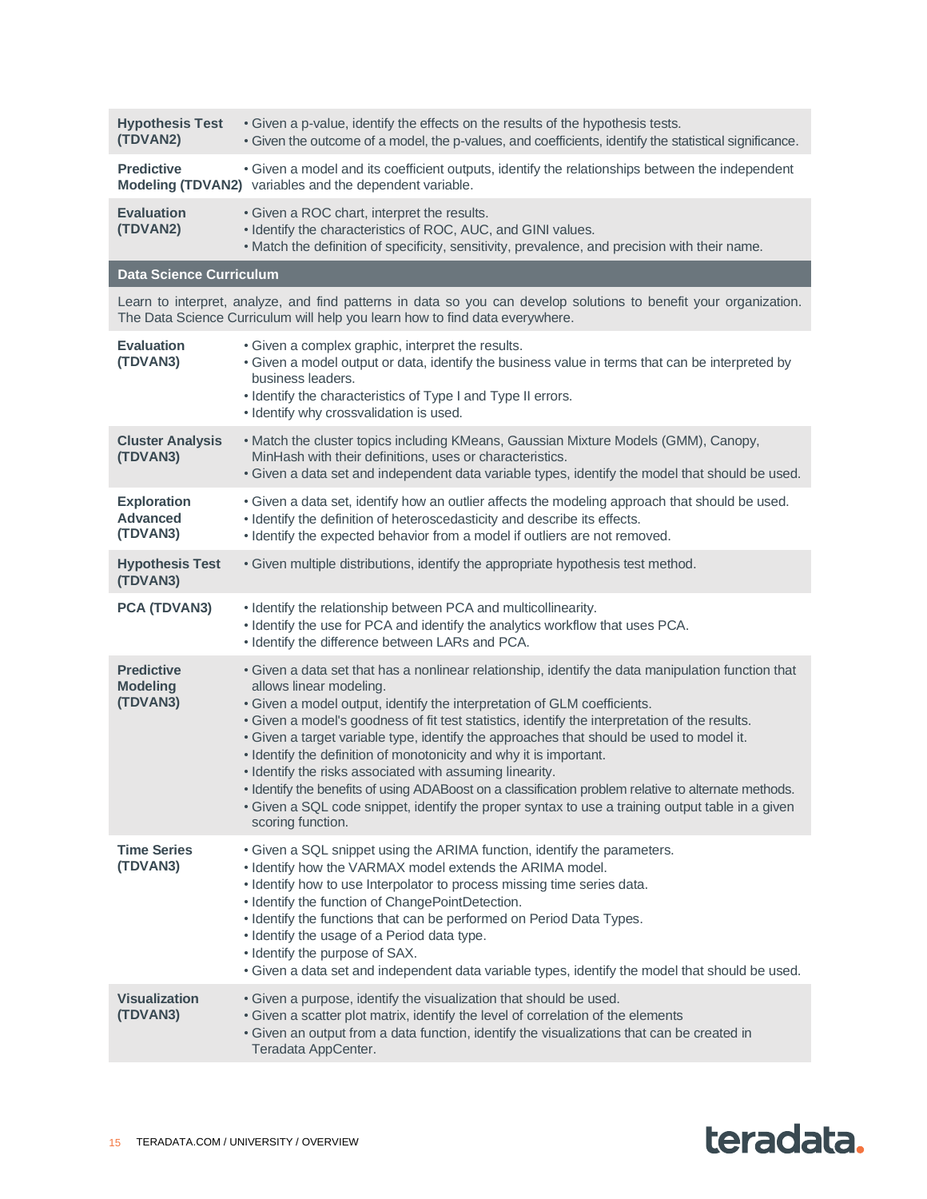| Topic | Objectives |
|---|---|
| **Hypothesis Test (TDVAN2)** | • Given a p-value, identify the effects on the results of the hypothesis tests.<br>• Given the outcome of a model, the p-values, and coefficients, identify the statistical significance. |
| **Predictive Modeling (TDVAN2)** | • Given a model and its coefficient outputs, identify the relationships between the independent variables and the dependent variable. |
| **Evaluation (TDVAN2)** | • Given a ROC chart, interpret the results.<br>• Identify the characteristics of ROC, AUC, and GINI values.<br>• Match the definition of specificity, sensitivity, prevalence, and precision with their name. |

## Data Science Curriculum

Learn to interpret, analyze, and find patterns in data so you can develop solutions to benefit your organization. The Data Science Curriculum will help you learn how to find data everywhere.

| Topic | Objectives |
|---|---|
| **Evaluation (TDVAN3)** | • Given a complex graphic, interpret the results.<br>• Given a model output or data, identify the business value in terms that can be interpreted by business leaders.<br>• Identify the characteristics of Type I and Type II errors.<br>• Identify why crossvalidation is used. |
| **Cluster Analysis (TDVAN3)** | • Match the cluster topics including KMeans, Gaussian Mixture Models (GMM), Canopy, MinHash with their definitions, uses or characteristics.<br>• Given a data set and independent data variable types, identify the model that should be used. |
| **Exploration Advanced (TDVAN3)** | • Given a data set, identify how an outlier affects the modeling approach that should be used.<br>• Identify the definition of heteroscedasticity and describe its effects.<br>• Identify the expected behavior from a model if outliers are not removed. |
| **Hypothesis Test (TDVAN3)** | • Given multiple distributions, identify the appropriate hypothesis test method. |
| **PCA (TDVAN3)** | • Identify the relationship between PCA and multicollinearity.<br>• Identify the use for PCA and identify the analytics workflow that uses PCA.<br>• Identify the difference between LARs and PCA. |
| **Predictive Modeling (TDVAN3)** | • Given a data set that has a nonlinear relationship, identify the data manipulation function that allows linear modeling.<br>• Given a model output, identify the interpretation of GLM coefficients.<br>• Given a model's goodness of fit test statistics, identify the interpretation of the results.<br>• Given a target variable type, identify the approaches that should be used to model it.<br>• Identify the definition of monotonicity and why it is important.<br>• Identify the risks associated with assuming linearity.<br>• Identify the benefits of using ADABoost on a classification problem relative to alternate methods.<br>• Given a SQL code snippet, identify the proper syntax to use a training output table in a given scoring function. |
| **Time Series (TDVAN3)** | • Given a SQL snippet using the ARIMA function, identify the parameters.<br>• Identify how the VARMAX model extends the ARIMA model.<br>• Identify how to use Interpolator to process missing time series data.<br>• Identify the function of ChangePointDetection.<br>• Identify the functions that can be performed on Period Data Types.<br>• Identify the usage of a Period data type.<br>• Identify the purpose of SAX.<br>• Given a data set and independent data variable types, identify the model that should be used. |
| **Visualization (TDVAN3)** | • Given a purpose, identify the visualization that should be used.<br>• Given a scatter plot matrix, identify the level of correlation of the elements<br>• Given an output from a data function, identify the visualizations that can be created in Teradata AppCenter. |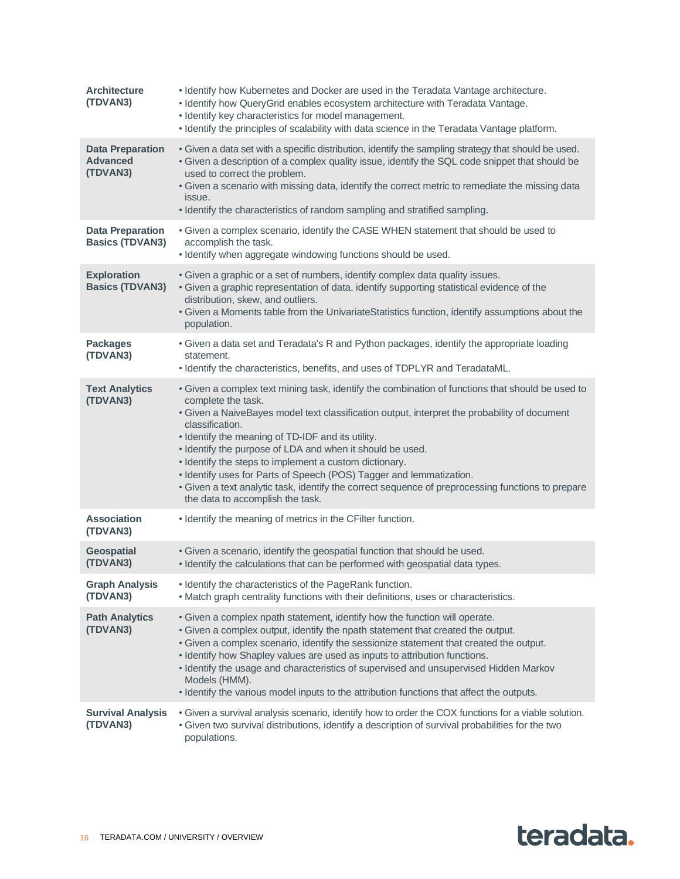| | |
|---|---|
| **Architecture (TDVAN3)** | • Identify how Kubernetes and Docker are used in the Teradata Vantage architecture.<br>• Identify how QueryGrid enables ecosystem architecture with Teradata Vantage.<br>• Identify key characteristics for model management.<br>• Identify the principles of scalability with data science in the Teradata Vantage platform. |
| **Data Preparation Advanced (TDVAN3)** | • Given a data set with a specific distribution, identify the sampling strategy that should be used.<br>• Given a description of a complex quality issue, identify the SQL code snippet that should be used to correct the problem.<br>• Given a scenario with missing data, identify the correct metric to remediate the missing data issue.<br>• Identify the characteristics of random sampling and stratified sampling. |
| **Data Preparation Basics (TDVAN3)** | • Given a complex scenario, identify the CASE WHEN statement that should be used to accomplish the task.<br>• Identify when aggregate windowing functions should be used. |
| **Exploration Basics (TDVAN3)** | • Given a graphic or a set of numbers, identify complex data quality issues.<br>• Given a graphic representation of data, identify supporting statistical evidence of the distribution, skew, and outliers.<br>• Given a Moments table from the UnivariateStatistics function, identify assumptions about the population. |
| **Packages (TDVAN3)** | • Given a data set and Teradata's R and Python packages, identify the appropriate loading statement.<br>• Identify the characteristics, benefits, and uses of TDPLYR and TeradataML. |
| **Text Analytics (TDVAN3)** | • Given a complex text mining task, identify the combination of functions that should be used to complete the task.<br>• Given a NaiveBayes model text classification output, interpret the probability of document classification.<br>• Identify the meaning of TD-IDF and its utility.<br>• Identify the purpose of LDA and when it should be used.<br>• Identify the steps to implement a custom dictionary.<br>• Identify uses for Parts of Speech (POS) Tagger and lemmatization.<br>• Given a text analytic task, identify the correct sequence of preprocessing functions to prepare the data to accomplish the task. |
| **Association (TDVAN3)** | • Identify the meaning of metrics in the CFilter function. |
| **Geospatial (TDVAN3)** | • Given a scenario, identify the geospatial function that should be used.<br>• Identify the calculations that can be performed with geospatial data types. |
| **Graph Analysis (TDVAN3)** | • Identify the characteristics of the PageRank function.<br>• Match graph centrality functions with their definitions, uses or characteristics. |
| **Path Analytics (TDVAN3)** | • Given a complex npath statement, identify how the function will operate.<br>• Given a complex output, identify the npath statement that created the output.<br>• Given a complex scenario, identify the sessionize statement that created the output.<br>• Identify how Shapley values are used as inputs to attribution functions.<br>• Identify the usage and characteristics of supervised and unsupervised Hidden Markov Models (HMM).<br>• Identify the various model inputs to the attribution functions that affect the outputs. |
| **Survival Analysis (TDVAN3)** | • Given a survival analysis scenario, identify how to order the COX functions for a viable solution.<br>• Given two survival distributions, identify a description of survival probabilities for the two populations. |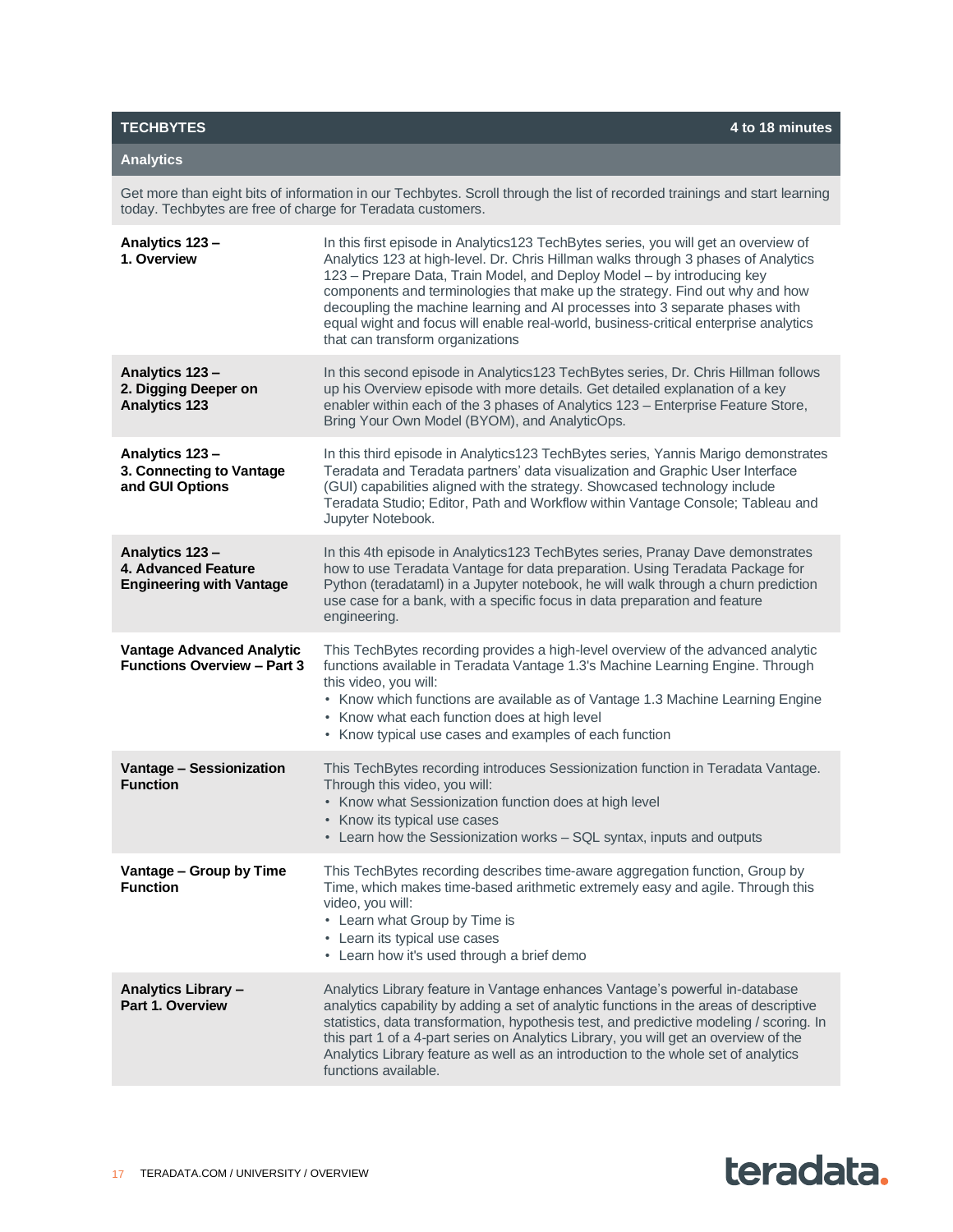## TECHBYTES — 4 to 18 minutes

### Analytics

Get more than eight bits of information in our Techbytes. Scroll through the list of recorded trainings and start learning today. Techbytes are free of charge for Teradata customers.

| | |
|---|---|
| **Analytics 123 – 1. Overview** | In this first episode in Analytics123 TechBytes series, you will get an overview of Analytics 123 at high-level. Dr. Chris Hillman walks through 3 phases of Analytics 123 – Prepare Data, Train Model, and Deploy Model – by introducing key components and terminologies that make up the strategy. Find out why and how decoupling the machine learning and AI processes into 3 separate phases with equal wight and focus will enable real-world, business-critical enterprise analytics that can transform organizations |
| **Analytics 123 – 2. Digging Deeper on Analytics 123** | In this second episode in Analytics123 TechBytes series, Dr. Chris Hillman follows up his Overview episode with more details. Get detailed explanation of a key enabler within each of the 3 phases of Analytics 123 – Enterprise Feature Store, Bring Your Own Model (BYOM), and AnalyticOps. |
| **Analytics 123 – 3. Connecting to Vantage and GUI Options** | In this third episode in Analytics123 TechBytes series, Yannis Marigo demonstrates Teradata and Teradata partners' data visualization and Graphic User Interface (GUI) capabilities aligned with the strategy. Showcased technology include Teradata Studio; Editor, Path and Workflow within Vantage Console; Tableau and Jupyter Notebook. |
| **Analytics 123 – 4. Advanced Feature Engineering with Vantage** | In this 4th episode in Analytics123 TechBytes series, Pranay Dave demonstrates how to use Teradata Vantage for data preparation. Using Teradata Package for Python (teradataml) in a Jupyter notebook, he will walk through a churn prediction use case for a bank, with a specific focus in data preparation and feature engineering. |
| **Vantage Advanced Analytic Functions Overview – Part 3** | This TechBytes recording provides a high-level overview of the advanced analytic functions available in Teradata Vantage 1.3's Machine Learning Engine. Through this video, you will:<br>• Know which functions are available as of Vantage 1.3 Machine Learning Engine<br>• Know what each function does at high level<br>• Know typical use cases and examples of each function |
| **Vantage – Sessionization Function** | This TechBytes recording introduces Sessionization function in Teradata Vantage. Through this video, you will:<br>• Know what Sessionization function does at high level<br>• Know its typical use cases<br>• Learn how the Sessionization works – SQL syntax, inputs and outputs |
| **Vantage – Group by Time Function** | This TechBytes recording describes time-aware aggregation function, Group by Time, which makes time-based arithmetic extremely easy and agile. Through this video, you will:<br>• Learn what Group by Time is<br>• Learn its typical use cases<br>• Learn how it's used through a brief demo |
| **Analytics Library – Part 1. Overview** | Analytics Library feature in Vantage enhances Vantage's powerful in-database analytics capability by adding a set of analytic functions in the areas of descriptive statistics, data transformation, hypothesis test, and predictive modeling / scoring. In this part 1 of a 4-part series on Analytics Library, you will get an overview of the Analytics Library feature as well as an introduction to the whole set of analytics functions available. |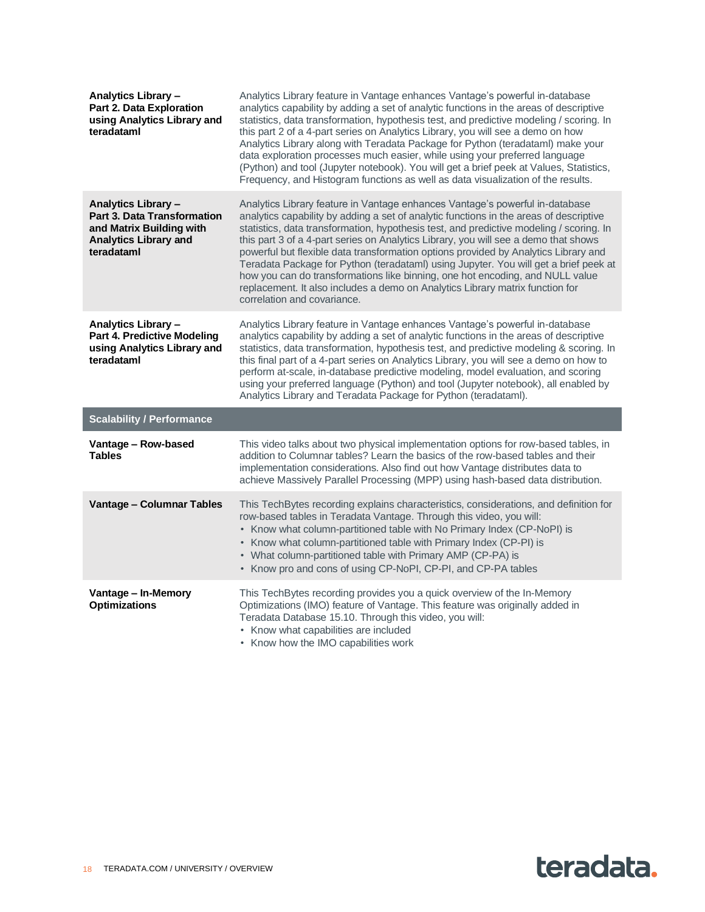| | |
|---|---|
| **Analytics Library – Part 2. Data Exploration using Analytics Library and teradataml** | Analytics Library feature in Vantage enhances Vantage's powerful in-database analytics capability by adding a set of analytic functions in the areas of descriptive statistics, data transformation, hypothesis test, and predictive modeling / scoring. In this part 2 of a 4-part series on Analytics Library, you will see a demo on how Analytics Library along with Teradata Package for Python (teradataml) make your data exploration processes much easier, while using your preferred language (Python) and tool (Jupyter notebook). You will get a brief peek at Values, Statistics, Frequency, and Histogram functions as well as data visualization of the results. |
| **Analytics Library – Part 3. Data Transformation and Matrix Building with Analytics Library and teradataml** | Analytics Library feature in Vantage enhances Vantage's powerful in-database analytics capability by adding a set of analytic functions in the areas of descriptive statistics, data transformation, hypothesis test, and predictive modeling / scoring. In this part 3 of a 4-part series on Analytics Library, you will see a demo that shows powerful but flexible data transformation options provided by Analytics Library and Teradata Package for Python (teradataml) using Jupyter. You will get a brief peek at how you can do transformations like binning, one hot encoding, and NULL value replacement. It also includes a demo on Analytics Library matrix function for correlation and covariance. |
| **Analytics Library – Part 4. Predictive Modeling using Analytics Library and teradataml** | Analytics Library feature in Vantage enhances Vantage's powerful in-database analytics capability by adding a set of analytic functions in the areas of descriptive statistics, data transformation, hypothesis test, and predictive modeling & scoring. In this final part of a 4-part series on Analytics Library, you will see a demo on how to perform at-scale, in-database predictive modeling, model evaluation, and scoring using your preferred language (Python) and tool (Jupyter notebook), all enabled by Analytics Library and Teradata Package for Python (teradataml). |
| **Scalability / Performance** | |
| **Vantage – Row-based Tables** | This video talks about two physical implementation options for row-based tables, in addition to Columnar tables? Learn the basics of the row-based tables and their implementation considerations. Also find out how Vantage distributes data to achieve Massively Parallel Processing (MPP) using hash-based data distribution. |
| **Vantage – Columnar Tables** | This TechBytes recording explains characteristics, considerations, and definition for row-based tables in Teradata Vantage. Through this video, you will:<br>• Know what column-partitioned table with No Primary Index (CP-NoPI) is<br>• Know what column-partitioned table with Primary Index (CP-PI) is<br>• What column-partitioned table with Primary AMP (CP-PA) is<br>• Know pro and cons of using CP-NoPI, CP-PI, and CP-PA tables |
| **Vantage – In-Memory Optimizations** | This TechBytes recording provides you a quick overview of the In-Memory Optimizations (IMO) feature of Vantage. This feature was originally added in Teradata Database 15.10. Through this video, you will:<br>• Know what capabilities are included<br>• Know how the IMO capabilities work |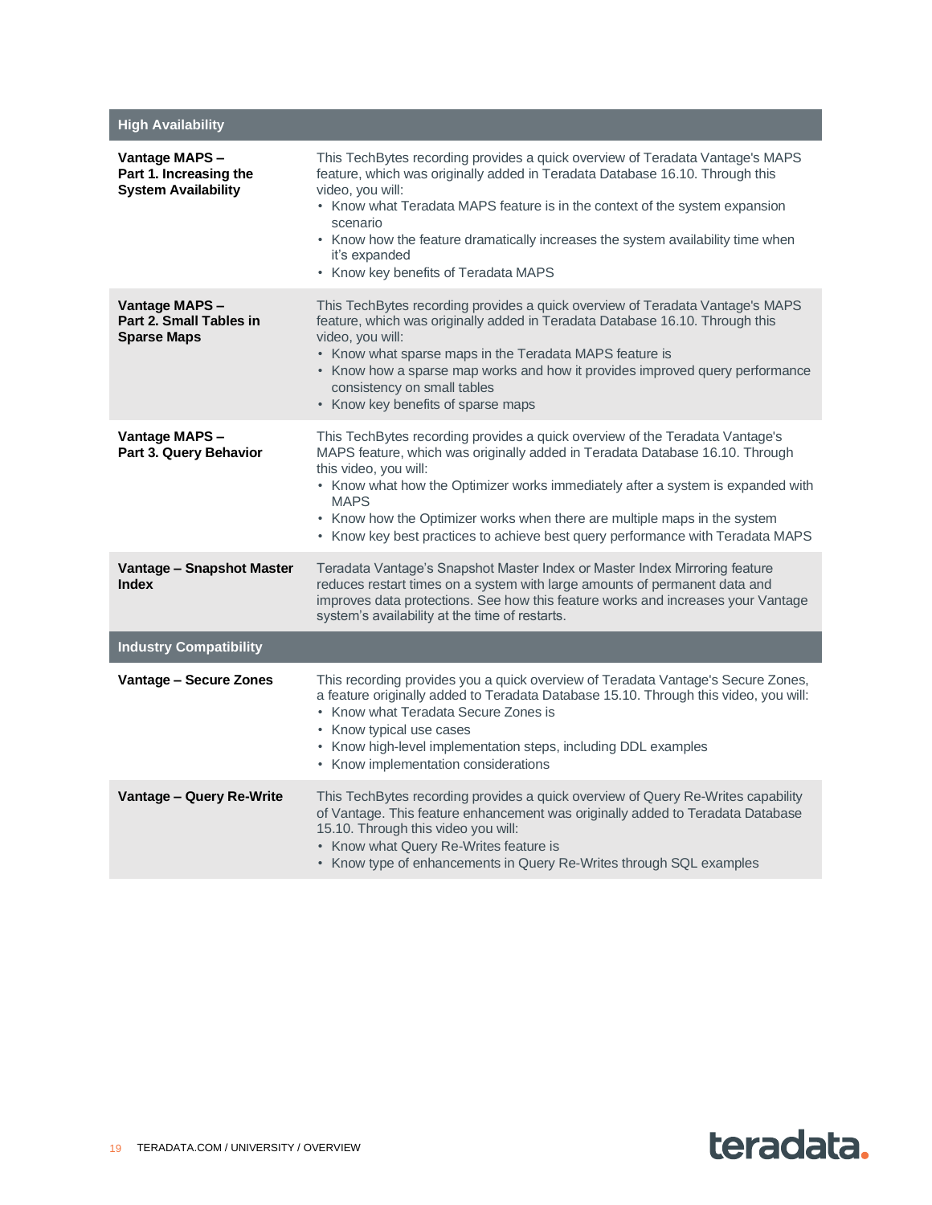| High Availability | |
|---|---|
| **Vantage MAPS – Part 1. Increasing the System Availability** | This TechBytes recording provides a quick overview of Teradata Vantage's MAPS feature, which was originally added in Teradata Database 16.10. Through this video, you will:<br>• Know what Teradata MAPS feature is in the context of the system expansion scenario<br>• Know how the feature dramatically increases the system availability time when it's expanded<br>• Know key benefits of Teradata MAPS |
| **Vantage MAPS – Part 2. Small Tables in Sparse Maps** | This TechBytes recording provides a quick overview of Teradata Vantage's MAPS feature, which was originally added in Teradata Database 16.10. Through this video, you will:<br>• Know what sparse maps in the Teradata MAPS feature is<br>• Know how a sparse map works and how it provides improved query performance consistency on small tables<br>• Know key benefits of sparse maps |
| **Vantage MAPS – Part 3. Query Behavior** | This TechBytes recording provides a quick overview of the Teradata Vantage's MAPS feature, which was originally added in Teradata Database 16.10. Through this video, you will:<br>• Know what how the Optimizer works immediately after a system is expanded with MAPS<br>• Know how the Optimizer works when there are multiple maps in the system<br>• Know key best practices to achieve best query performance with Teradata MAPS |
| **Vantage – Snapshot Master Index** | Teradata Vantage's Snapshot Master Index or Master Index Mirroring feature reduces restart times on a system with large amounts of permanent data and improves data protections. See how this feature works and increases your Vantage system's availability at the time of restarts. |
| **Industry Compatibility** | |
| **Vantage – Secure Zones** | This recording provides you a quick overview of Teradata Vantage's Secure Zones, a feature originally added to Teradata Database 15.10. Through this video, you will:<br>• Know what Teradata Secure Zones is<br>• Know typical use cases<br>• Know high-level implementation steps, including DDL examples<br>• Know implementation considerations |
| **Vantage – Query Re-Write** | This TechBytes recording provides a quick overview of Query Re-Writes capability of Vantage. This feature enhancement was originally added to Teradata Database 15.10. Through this video you will:<br>• Know what Query Re-Writes feature is<br>• Know type of enhancements in Query Re-Writes through SQL examples |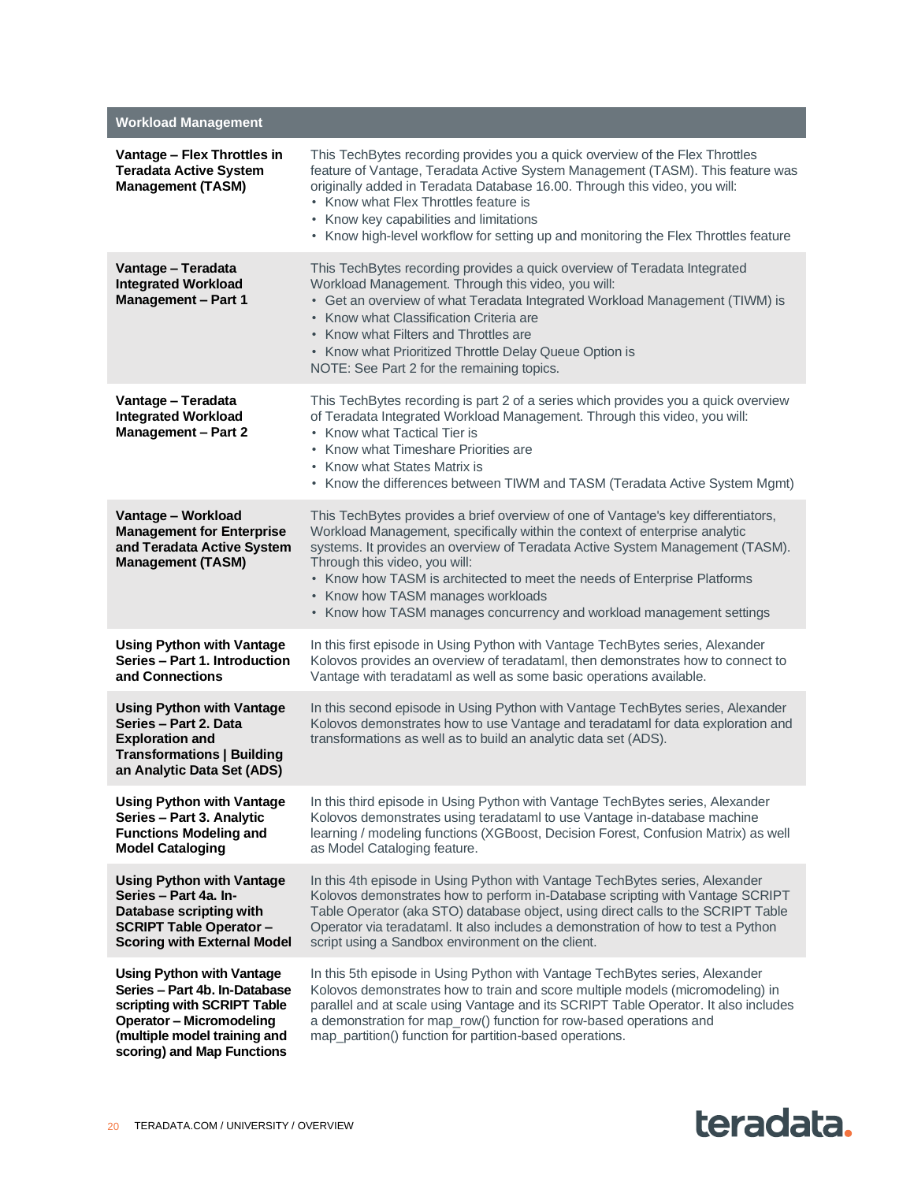| Workload Management | |
|---|---|
| **Vantage – Flex Throttles in Teradata Active System Management (TASM)** | This TechBytes recording provides you a quick overview of the Flex Throttles feature of Vantage, Teradata Active System Management (TASM). This feature was originally added in Teradata Database 16.00. Through this video, you will:<br>• Know what Flex Throttles feature is<br>• Know key capabilities and limitations<br>• Know high-level workflow for setting up and monitoring the Flex Throttles feature |
| **Vantage – Teradata Integrated Workload Management – Part 1** | This TechBytes recording provides a quick overview of Teradata Integrated Workload Management. Through this video, you will:<br>• Get an overview of what Teradata Integrated Workload Management (TIWM) is<br>• Know what Classification Criteria are<br>• Know what Filters and Throttles are<br>• Know what Prioritized Throttle Delay Queue Option is<br>NOTE: See Part 2 for the remaining topics. |
| **Vantage – Teradata Integrated Workload Management – Part 2** | This TechBytes recording is part 2 of a series which provides you a quick overview of Teradata Integrated Workload Management. Through this video, you will:<br>• Know what Tactical Tier is<br>• Know what Timeshare Priorities are<br>• Know what States Matrix is<br>• Know the differences between TIWM and TASM (Teradata Active System Mgmt) |
| **Vantage – Workload Management for Enterprise and Teradata Active System Management (TASM)** | This TechBytes provides a brief overview of one of Vantage's key differentiators, Workload Management, specifically within the context of enterprise analytic systems. It provides an overview of Teradata Active System Management (TASM). Through this video, you will:<br>• Know how TASM is architected to meet the needs of Enterprise Platforms<br>• Know how TASM manages workloads<br>• Know how TASM manages concurrency and workload management settings |
| **Using Python with Vantage Series – Part 1. Introduction and Connections** | In this first episode in Using Python with Vantage TechBytes series, Alexander Kolovos provides an overview of teradataml, then demonstrates how to connect to Vantage with teradataml as well as some basic operations available. |
| **Using Python with Vantage Series – Part 2. Data Exploration and Transformations \| Building an Analytic Data Set (ADS)** | In this second episode in Using Python with Vantage TechBytes series, Alexander Kolovos demonstrates how to use Vantage and teradataml for data exploration and transformations as well as to build an analytic data set (ADS). |
| **Using Python with Vantage Series – Part 3. Analytic Functions Modeling and Model Cataloging** | In this third episode in Using Python with Vantage TechBytes series, Alexander Kolovos demonstrates using teradataml to use Vantage in-database machine learning / modeling functions (XGBoost, Decision Forest, Confusion Matrix) as well as Model Cataloging feature. |
| **Using Python with Vantage Series – Part 4a. In-Database scripting with SCRIPT Table Operator – Scoring with External Model** | In this 4th episode in Using Python with Vantage TechBytes series, Alexander Kolovos demonstrates how to perform in-Database scripting with Vantage SCRIPT Table Operator (aka STO) database object, using direct calls to the SCRIPT Table Operator via teradataml. It also includes a demonstration of how to test a Python script using a Sandbox environment on the client. |
| **Using Python with Vantage Series – Part 4b. In-Database scripting with SCRIPT Table Operator – Micromodeling (multiple model training and scoring) and Map Functions** | In this 5th episode in Using Python with Vantage TechBytes series, Alexander Kolovos demonstrates how to train and score multiple models (micromodeling) in parallel and at scale using Vantage and its SCRIPT Table Operator. It also includes a demonstration for map_row() function for row-based operations and map_partition() function for partition-based operations. |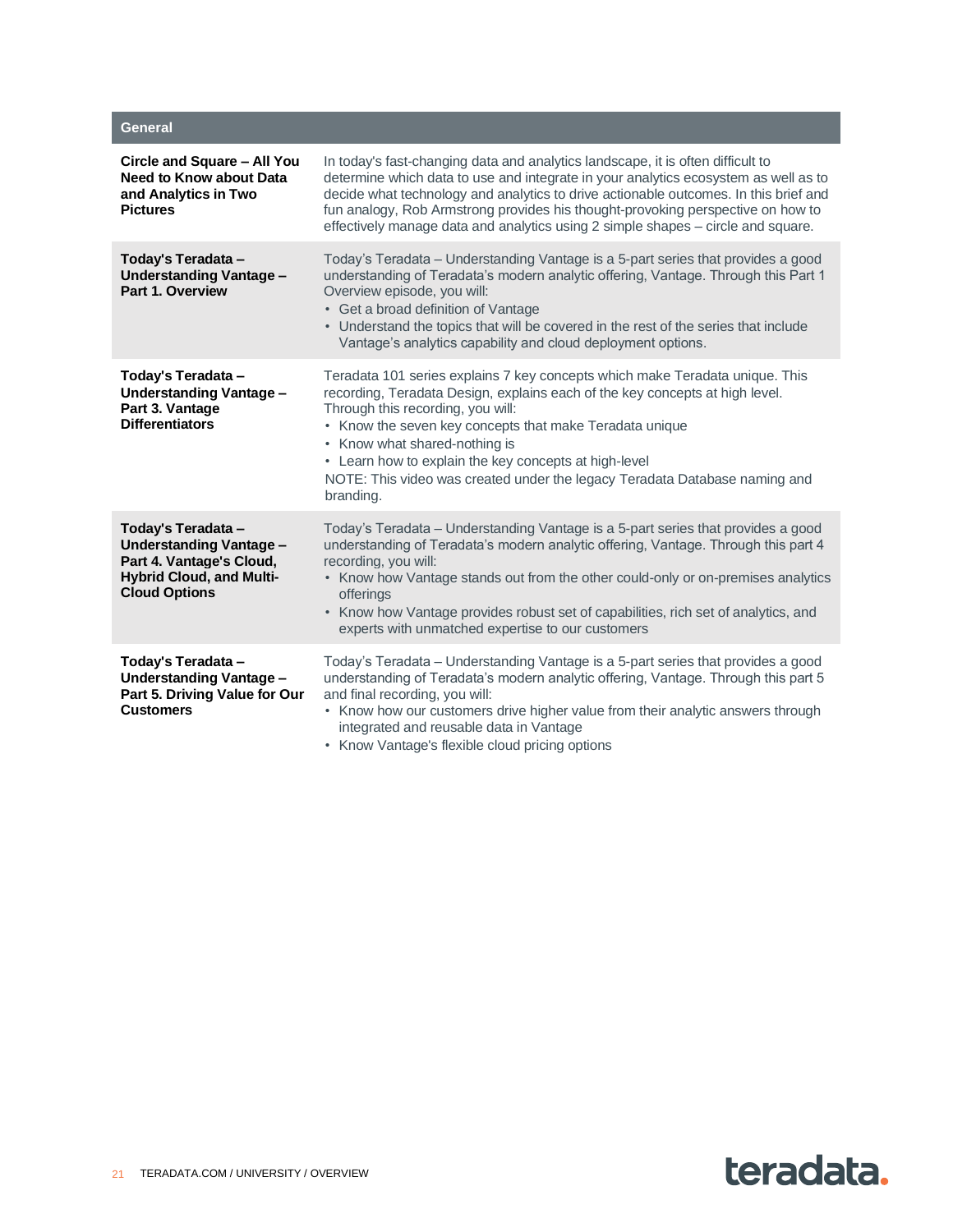| General | |
|---|---|
| **Circle and Square – All You Need to Know about Data and Analytics in Two Pictures** | In today's fast-changing data and analytics landscape, it is often difficult to determine which data to use and integrate in your analytics ecosystem as well as to decide what technology and analytics to drive actionable outcomes. In this brief and fun analogy, Rob Armstrong provides his thought-provoking perspective on how to effectively manage data and analytics using 2 simple shapes – circle and square. |
| **Today's Teradata – Understanding Vantage – Part 1. Overview** | Today's Teradata – Understanding Vantage is a 5-part series that provides a good understanding of Teradata's modern analytic offering, Vantage. Through this Part 1 Overview episode, you will:<br>• Get a broad definition of Vantage<br>• Understand the topics that will be covered in the rest of the series that include Vantage's analytics capability and cloud deployment options. |
| **Today's Teradata – Understanding Vantage – Part 3. Vantage Differentiators** | Teradata 101 series explains 7 key concepts which make Teradata unique. This recording, Teradata Design, explains each of the key concepts at high level. Through this recording, you will:<br>• Know the seven key concepts that make Teradata unique<br>• Know what shared-nothing is<br>• Learn how to explain the key concepts at high-level<br>NOTE: This video was created under the legacy Teradata Database naming and branding. |
| **Today's Teradata – Understanding Vantage – Part 4. Vantage's Cloud, Hybrid Cloud, and Multi-Cloud Options** | Today's Teradata – Understanding Vantage is a 5-part series that provides a good understanding of Teradata's modern analytic offering, Vantage. Through this part 4 recording, you will:<br>• Know how Vantage stands out from the other could-only or on-premises analytics offerings<br>• Know how Vantage provides robust set of capabilities, rich set of analytics, and experts with unmatched expertise to our customers |
| **Today's Teradata – Understanding Vantage – Part 5. Driving Value for Our Customers** | Today's Teradata – Understanding Vantage is a 5-part series that provides a good understanding of Teradata's modern analytic offering, Vantage. Through this part 5 and final recording, you will:<br>• Know how our customers drive higher value from their analytic answers through integrated and reusable data in Vantage<br>• Know Vantage's flexible cloud pricing options |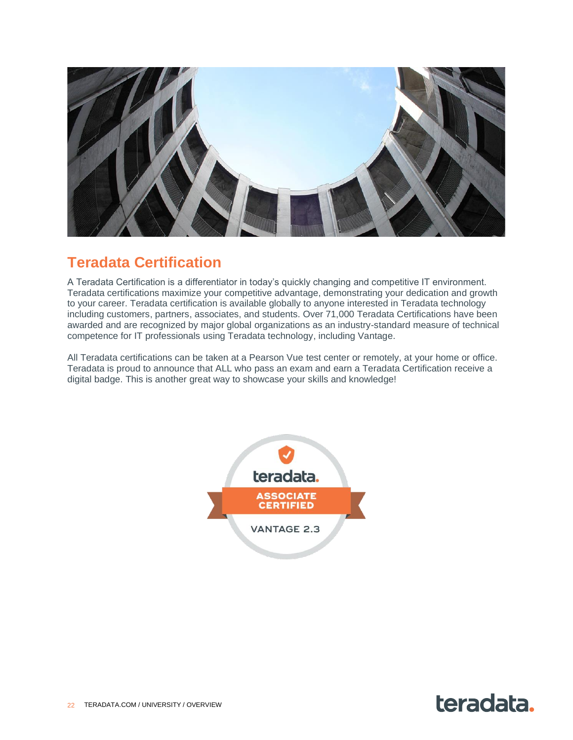## Teradata Certification

A Teradata Certification is a differentiator in today's quickly changing and competitive IT environment. Teradata certifications maximize your competitive advantage, demonstrating your dedication and growth to your career. Teradata certification is available globally to anyone interested in Teradata technology including customers, partners, associates, and students. Over 71,000 Teradata Certifications have been awarded and are recognized by major global organizations as an industry-standard measure of technical competence for IT professionals using Teradata technology, including Vantage.

All Teradata certifications can be taken at a Pearson Vue test center or remotely, at your home or office. Teradata is proud to announce that ALL who pass an exam and earn a Teradata Certification receive a digital badge. This is another great way to showcase your skills and knowledge!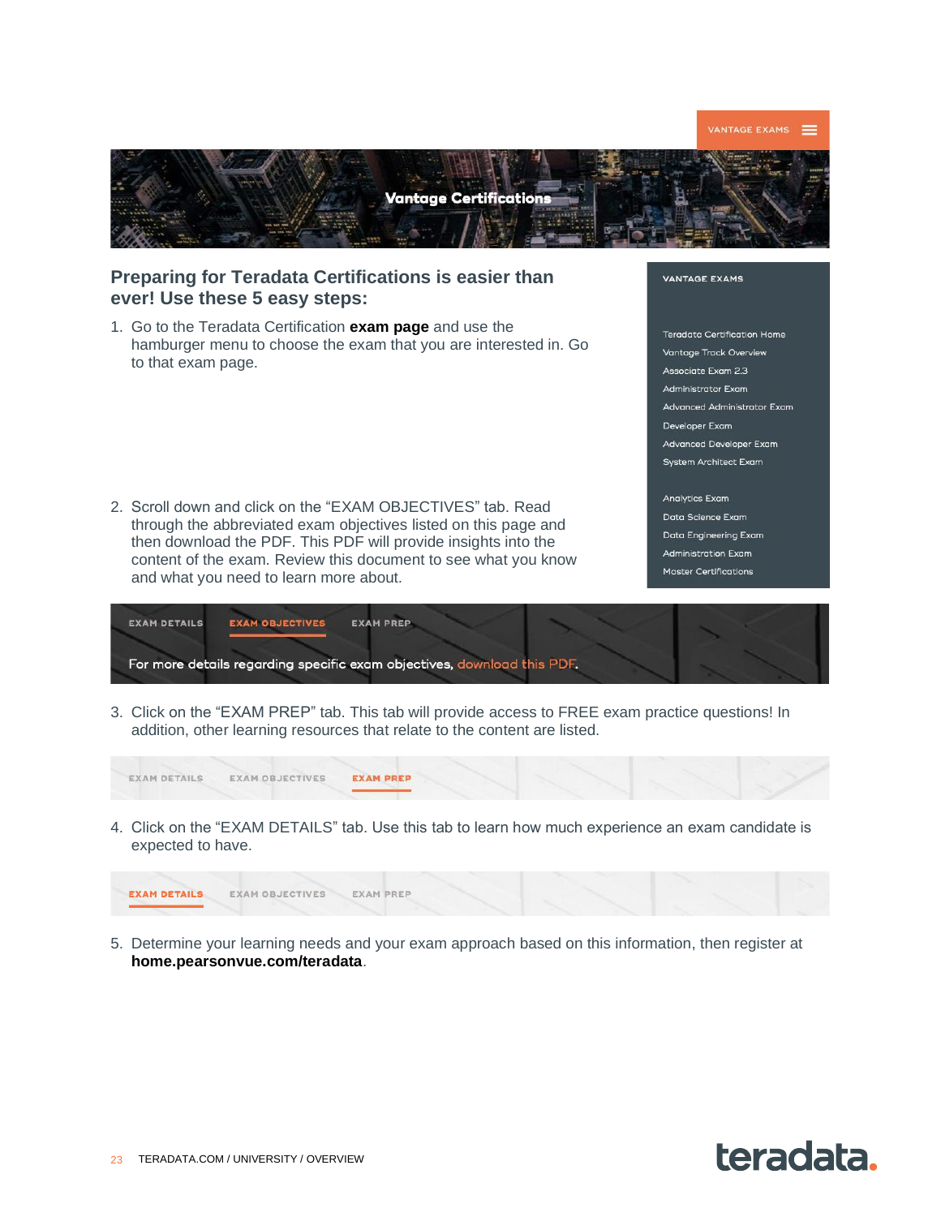VANTAGE EXAMS

Vantage Certifications

## Preparing for Teradata Certifications is easier than ever! Use these 5 easy steps:

1. Go to the Teradata Certification **exam page** and use the hamburger menu to choose the exam that you are interested in. Go to that exam page.

VANTAGE EXAMS

- Teradata Certification Home
- Vantage Track Overview
- Associate Exam 2.3
- Administrator Exam
- Advanced Administrator Exam
- Developer Exam
- Advanced Developer Exam
- System Architect Exam
- Analytics Exam
- Data Science Exam
- Data Engineering Exam
- Administration Exam
- Master Certifications

2. Scroll down and click on the "EXAM OBJECTIVES" tab. Read through the abbreviated exam objectives listed on this page and then download the PDF. This PDF will provide insights into the content of the exam. Review this document to see what you know and what you need to learn more about.

EXAM DETAILS EXAM OBJECTIVES EXAM PREP

For more details regarding specific exam objectives, download this PDF.

3. Click on the "EXAM PREP" tab. This tab will provide access to FREE exam practice questions! In addition, other learning resources that relate to the content are listed.

EXAM DETAILS EXAM OBJECTIVES EXAM PREP

4. Click on the "EXAM DETAILS" tab. Use this tab to learn how much experience an exam candidate is expected to have.

EXAM DETAILS EXAM OBJECTIVES EXAM PREP

5. Determine your learning needs and your exam approach based on this information, then register at **home.pearsonvue.com/teradata**.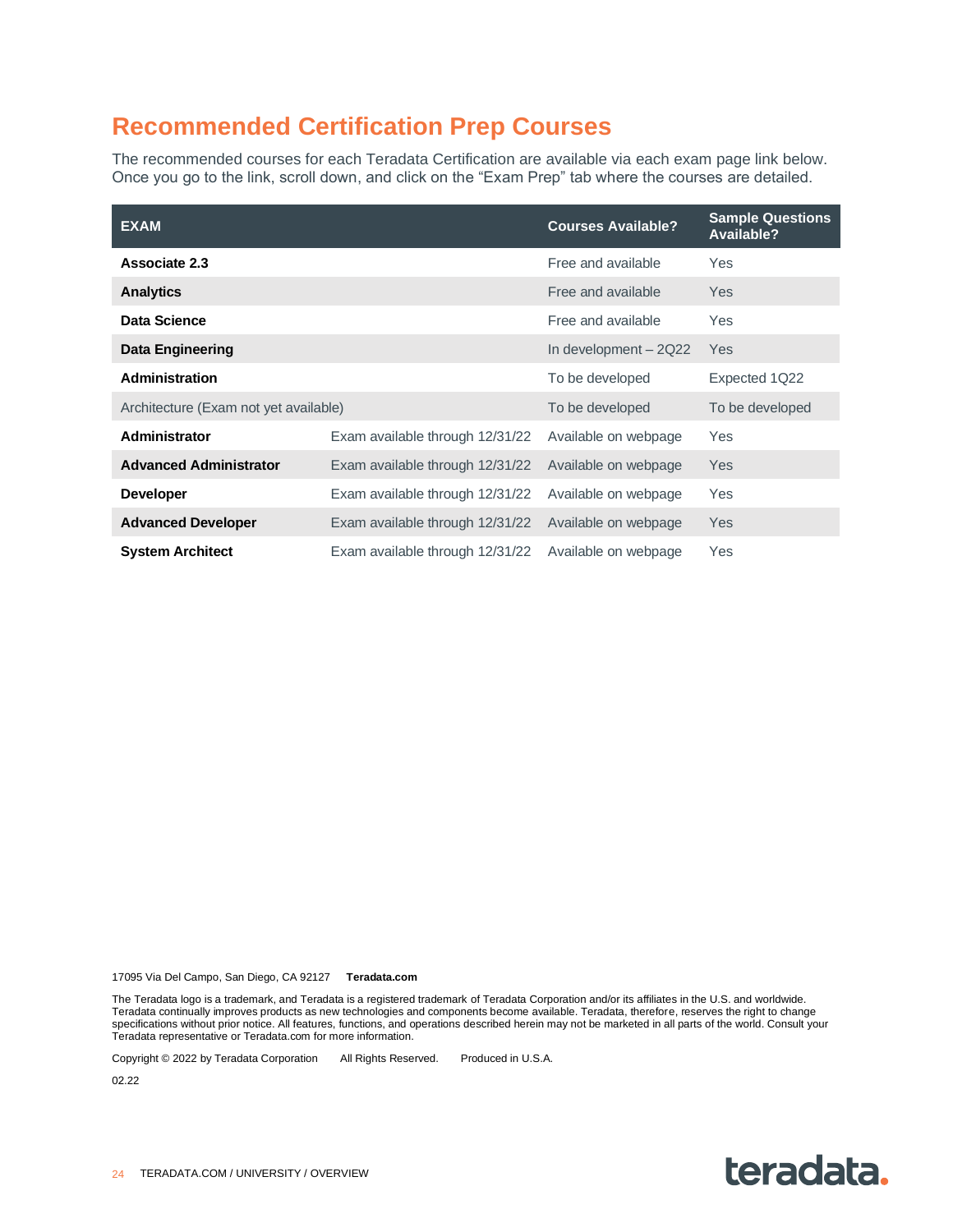## Recommended Certification Prep Courses

The recommended courses for each Teradata Certification are available via each exam page link below. Once you go to the link, scroll down, and click on the "Exam Prep" tab where the courses are detailed.

| EXAM | | Courses Available? | Sample Questions Available? |
|---|---|---|---|
| **Associate 2.3** | | Free and available | Yes |
| **Analytics** | | Free and available | Yes |
| **Data Science** | | Free and available | Yes |
| **Data Engineering** | | In development – 2Q22 | Yes |
| **Administration** | | To be developed | Expected 1Q22 |
| Architecture (Exam not yet available) | | To be developed | To be developed |
| **Administrator** | Exam available through 12/31/22 | Available on webpage | Yes |
| **Advanced Administrator** | Exam available through 12/31/22 | Available on webpage | Yes |
| **Developer** | Exam available through 12/31/22 | Available on webpage | Yes |
| **Advanced Developer** | Exam available through 12/31/22 | Available on webpage | Yes |
| **System Architect** | Exam available through 12/31/22 | Available on webpage | Yes |

17095 Via Del Campo, San Diego, CA 92127 **Teradata.com**

The Teradata logo is a trademark, and Teradata is a registered trademark of Teradata Corporation and/or its affiliates in the U.S. and worldwide. Teradata continually improves products as new technologies and components become available. Teradata, therefore, reserves the right to change specifications without prior notice. All features, functions, and operations described herein may not be marketed in all parts of the world. Consult your Teradata representative or Teradata.com for more information.

Copyright © 2022 by Teradata Corporation All Rights Reserved. Produced in U.S.A.

02.22